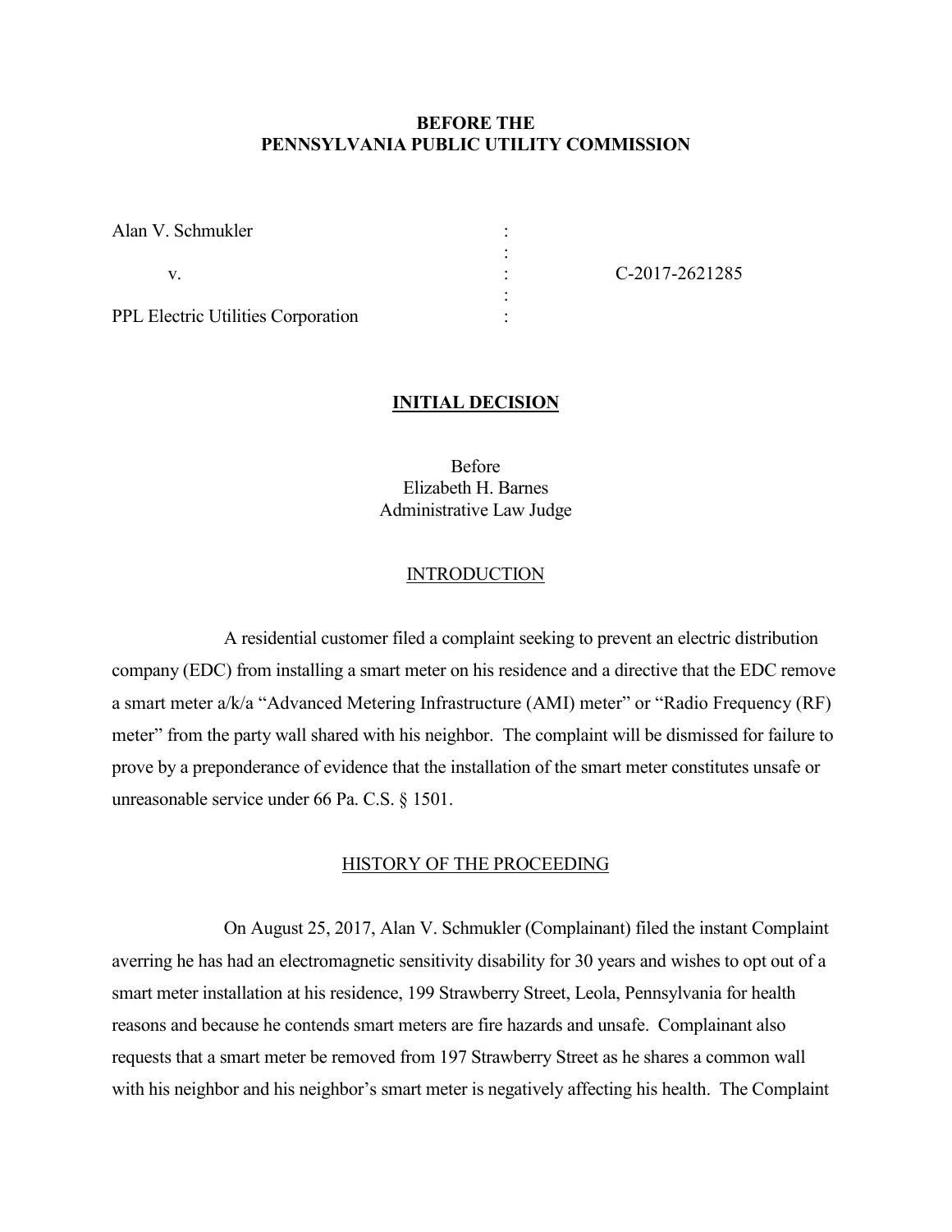**BEFORE THE**
**PENNSYLVANIA PUBLIC UTILITY COMMISSION**

| | | |
|---|---|---|
| Alan V. Schmukler | : | |
| | : | |
| v. | : | C-2017-2621285 |
| | : | |
| PPL Electric Utilities Corporation | : | |

## INITIAL DECISION

Before
Elizabeth H. Barnes
Administrative Law Judge

### INTRODUCTION

A residential customer filed a complaint seeking to prevent an electric distribution company (EDC) from installing a smart meter on his residence and a directive that the EDC remove a smart meter a/k/a "Advanced Metering Infrastructure (AMI) meter" or "Radio Frequency (RF) meter" from the party wall shared with his neighbor. The complaint will be dismissed for failure to prove by a preponderance of evidence that the installation of the smart meter constitutes unsafe or unreasonable service under 66 Pa. C.S. § 1501.

### HISTORY OF THE PROCEEDING

On August 25, 2017, Alan V. Schmukler (Complainant) filed the instant Complaint averring he has had an electromagnetic sensitivity disability for 30 years and wishes to opt out of a smart meter installation at his residence, 199 Strawberry Street, Leola, Pennsylvania for health reasons and because he contends smart meters are fire hazards and unsafe. Complainant also requests that a smart meter be removed from 197 Strawberry Street as he shares a common wall with his neighbor and his neighbor's smart meter is negatively affecting his health. The Complaint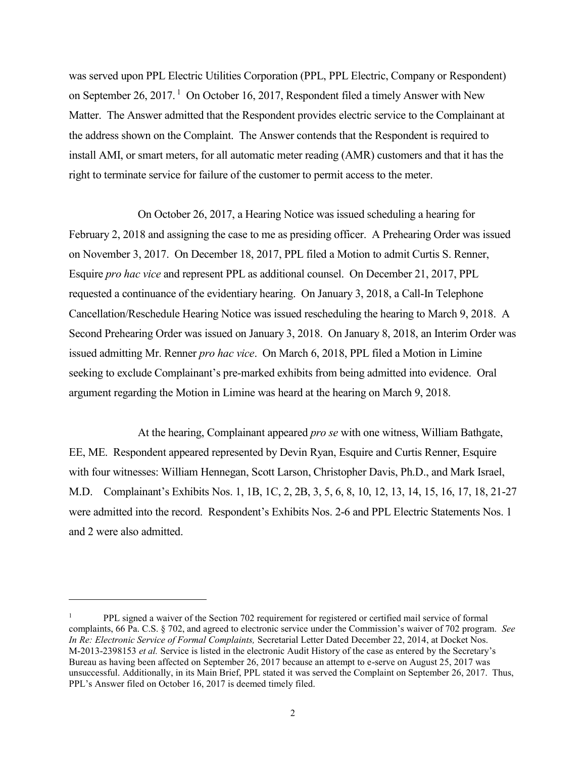was served upon PPL Electric Utilities Corporation (PPL, PPL Electric, Company or Respondent) on September 26, 2017.[1] On October 16, 2017, Respondent filed a timely Answer with New Matter. The Answer admitted that the Respondent provides electric service to the Complainant at the address shown on the Complaint. The Answer contends that the Respondent is required to install AMI, or smart meters, for all automatic meter reading (AMR) customers and that it has the right to terminate service for failure of the customer to permit access to the meter.

On October 26, 2017, a Hearing Notice was issued scheduling a hearing for February 2, 2018 and assigning the case to me as presiding officer. A Prehearing Order was issued on November 3, 2017. On December 18, 2017, PPL filed a Motion to admit Curtis S. Renner, Esquire *pro hac vice* and represent PPL as additional counsel. On December 21, 2017, PPL requested a continuance of the evidentiary hearing. On January 3, 2018, a Call-In Telephone Cancellation/Reschedule Hearing Notice was issued rescheduling the hearing to March 9, 2018. A Second Prehearing Order was issued on January 3, 2018. On January 8, 2018, an Interim Order was issued admitting Mr. Renner *pro hac vice*. On March 6, 2018, PPL filed a Motion in Limine seeking to exclude Complainant's pre-marked exhibits from being admitted into evidence. Oral argument regarding the Motion in Limine was heard at the hearing on March 9, 2018.

At the hearing, Complainant appeared *pro se* with one witness, William Bathgate, EE, ME. Respondent appeared represented by Devin Ryan, Esquire and Curtis Renner, Esquire with four witnesses: William Hennegan, Scott Larson, Christopher Davis, Ph.D., and Mark Israel, M.D. Complainant's Exhibits Nos. 1, 1B, 1C, 2, 2B, 3, 5, 6, 8, 10, 12, 13, 14, 15, 16, 17, 18, 21-27 were admitted into the record. Respondent's Exhibits Nos. 2-6 and PPL Electric Statements Nos. 1 and 2 were also admitted.

---

[1] PPL signed a waiver of the Section 702 requirement for registered or certified mail service of formal complaints, 66 Pa. C.S. § 702, and agreed to electronic service under the Commission's waiver of 702 program. *See In Re: Electronic Service of Formal Complaints,* Secretarial Letter Dated December 22, 2014, at Docket Nos. M-2013-2398153 *et al.* Service is listed in the electronic Audit History of the case as entered by the Secretary's Bureau as having been affected on September 26, 2017 because an attempt to e-serve on August 25, 2017 was unsuccessful. Additionally, in its Main Brief, PPL stated it was served the Complaint on September 26, 2017. Thus, PPL's Answer filed on October 16, 2017 is deemed timely filed.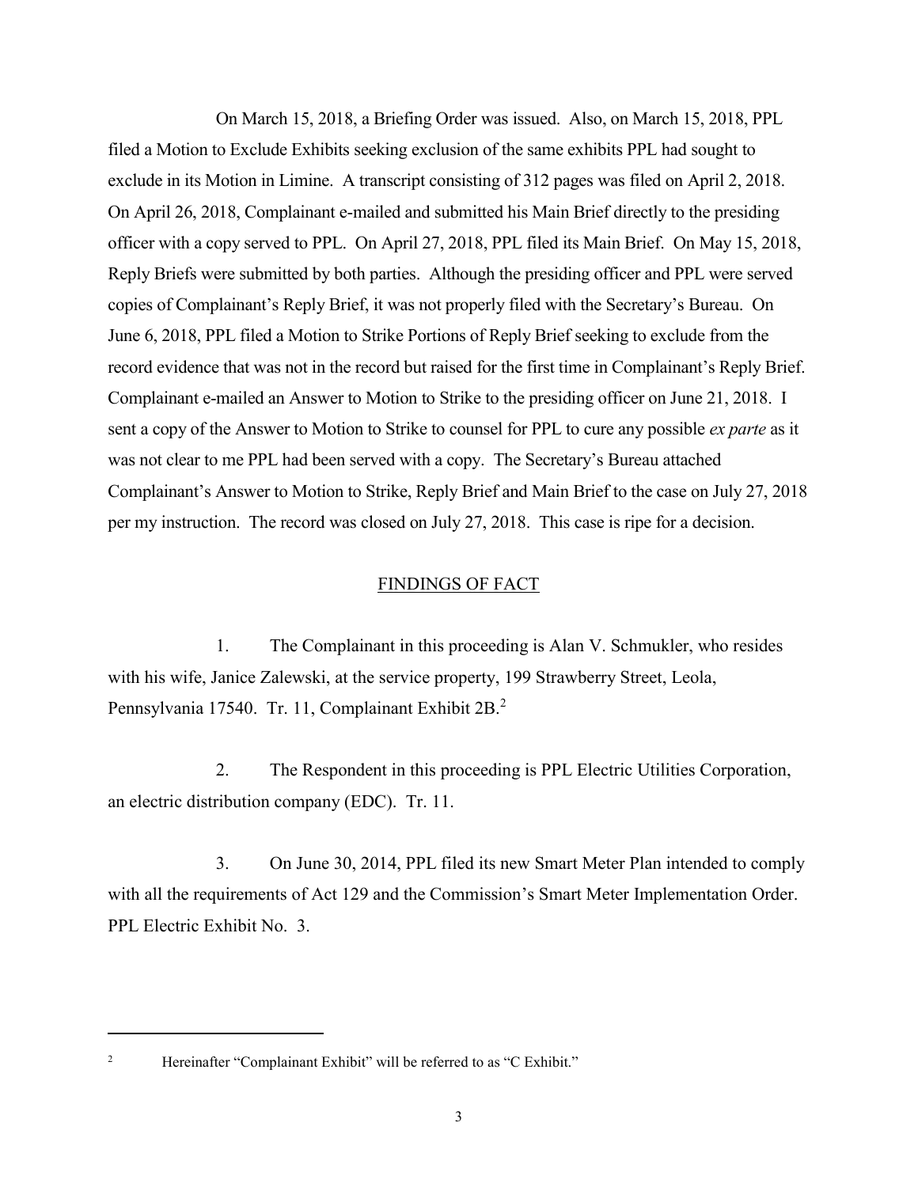On March 15, 2018, a Briefing Order was issued. Also, on March 15, 2018, PPL filed a Motion to Exclude Exhibits seeking exclusion of the same exhibits PPL had sought to exclude in its Motion in Limine. A transcript consisting of 312 pages was filed on April 2, 2018. On April 26, 2018, Complainant e-mailed and submitted his Main Brief directly to the presiding officer with a copy served to PPL. On April 27, 2018, PPL filed its Main Brief. On May 15, 2018, Reply Briefs were submitted by both parties. Although the presiding officer and PPL were served copies of Complainant's Reply Brief, it was not properly filed with the Secretary's Bureau. On June 6, 2018, PPL filed a Motion to Strike Portions of Reply Brief seeking to exclude from the record evidence that was not in the record but raised for the first time in Complainant's Reply Brief. Complainant e-mailed an Answer to Motion to Strike to the presiding officer on June 21, 2018. I sent a copy of the Answer to Motion to Strike to counsel for PPL to cure any possible *ex parte* as it was not clear to me PPL had been served with a copy. The Secretary's Bureau attached Complainant's Answer to Motion to Strike, Reply Brief and Main Brief to the case on July 27, 2018 per my instruction. The record was closed on July 27, 2018. This case is ripe for a decision.

## FINDINGS OF FACT

1. The Complainant in this proceeding is Alan V. Schmukler, who resides with his wife, Janice Zalewski, at the service property, 199 Strawberry Street, Leola, Pennsylvania 17540. Tr. 11, Complainant Exhibit 2B.[2]

2. The Respondent in this proceeding is PPL Electric Utilities Corporation, an electric distribution company (EDC). Tr. 11.

3. On June 30, 2014, PPL filed its new Smart Meter Plan intended to comply with all the requirements of Act 129 and the Commission's Smart Meter Implementation Order. PPL Electric Exhibit No. 3.

---

[2] Hereinafter "Complainant Exhibit" will be referred to as "C Exhibit."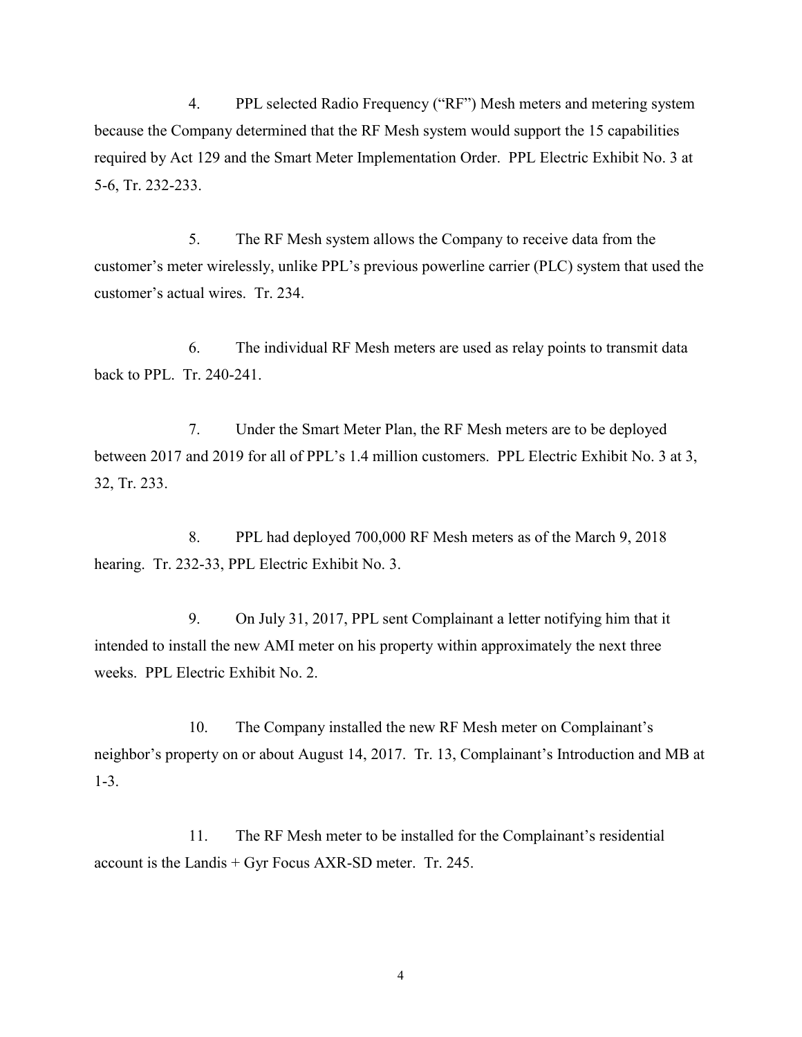4. PPL selected Radio Frequency ("RF") Mesh meters and metering system because the Company determined that the RF Mesh system would support the 15 capabilities required by Act 129 and the Smart Meter Implementation Order. PPL Electric Exhibit No. 3 at 5-6, Tr. 232-233.

5. The RF Mesh system allows the Company to receive data from the customer's meter wirelessly, unlike PPL's previous powerline carrier (PLC) system that used the customer's actual wires. Tr. 234.

6. The individual RF Mesh meters are used as relay points to transmit data back to PPL. Tr. 240-241.

7. Under the Smart Meter Plan, the RF Mesh meters are to be deployed between 2017 and 2019 for all of PPL's 1.4 million customers. PPL Electric Exhibit No. 3 at 3, 32, Tr. 233.

8. PPL had deployed 700,000 RF Mesh meters as of the March 9, 2018 hearing. Tr. 232-33, PPL Electric Exhibit No. 3.

9. On July 31, 2017, PPL sent Complainant a letter notifying him that it intended to install the new AMI meter on his property within approximately the next three weeks. PPL Electric Exhibit No. 2.

10. The Company installed the new RF Mesh meter on Complainant's neighbor's property on or about August 14, 2017. Tr. 13, Complainant's Introduction and MB at 1-3.

11. The RF Mesh meter to be installed for the Complainant's residential account is the Landis + Gyr Focus AXR-SD meter. Tr. 245.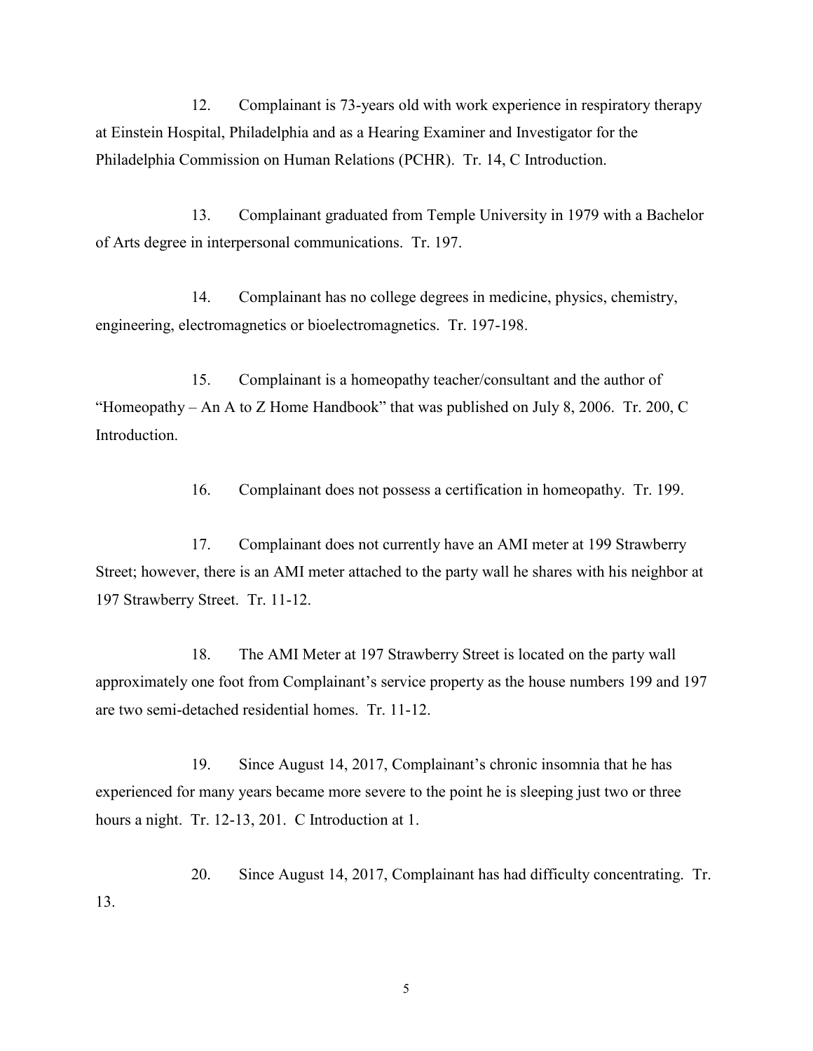12. Complainant is 73-years old with work experience in respiratory therapy at Einstein Hospital, Philadelphia and as a Hearing Examiner and Investigator for the Philadelphia Commission on Human Relations (PCHR). Tr. 14, C Introduction.

13. Complainant graduated from Temple University in 1979 with a Bachelor of Arts degree in interpersonal communications. Tr. 197.

14. Complainant has no college degrees in medicine, physics, chemistry, engineering, electromagnetics or bioelectromagnetics. Tr. 197-198.

15. Complainant is a homeopathy teacher/consultant and the author of "Homeopathy – An A to Z Home Handbook" that was published on July 8, 2006. Tr. 200, C Introduction.

16. Complainant does not possess a certification in homeopathy. Tr. 199.

17. Complainant does not currently have an AMI meter at 199 Strawberry Street; however, there is an AMI meter attached to the party wall he shares with his neighbor at 197 Strawberry Street. Tr. 11-12.

18. The AMI Meter at 197 Strawberry Street is located on the party wall approximately one foot from Complainant's service property as the house numbers 199 and 197 are two semi-detached residential homes. Tr. 11-12.

19. Since August 14, 2017, Complainant's chronic insomnia that he has experienced for many years became more severe to the point he is sleeping just two or three hours a night. Tr. 12-13, 201. C Introduction at 1.

20. Since August 14, 2017, Complainant has had difficulty concentrating. Tr. 13.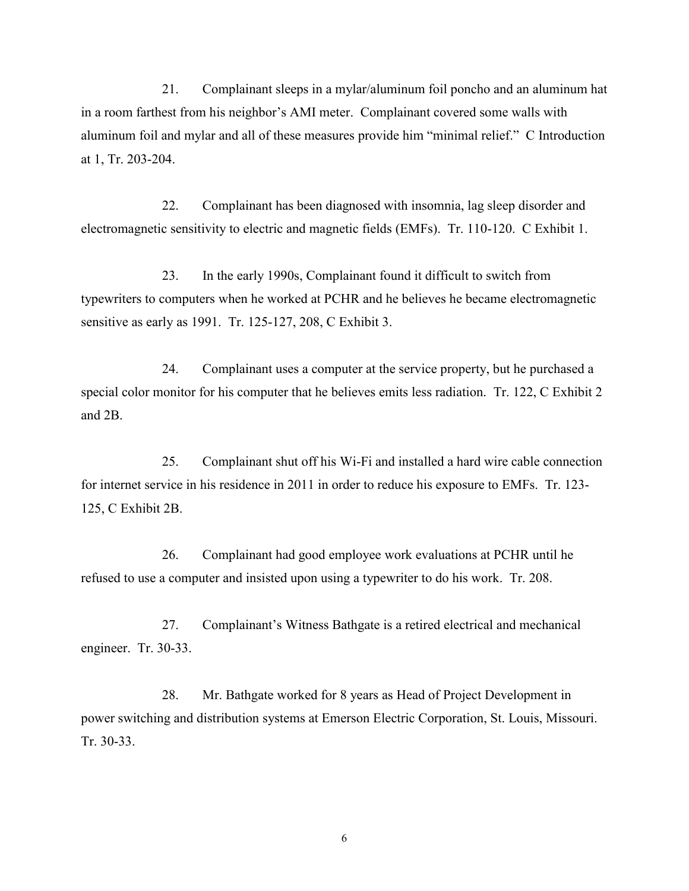21. Complainant sleeps in a mylar/aluminum foil poncho and an aluminum hat in a room farthest from his neighbor's AMI meter. Complainant covered some walls with aluminum foil and mylar and all of these measures provide him "minimal relief." C Introduction at 1, Tr. 203-204.

22. Complainant has been diagnosed with insomnia, lag sleep disorder and electromagnetic sensitivity to electric and magnetic fields (EMFs). Tr. 110-120. C Exhibit 1.

23. In the early 1990s, Complainant found it difficult to switch from typewriters to computers when he worked at PCHR and he believes he became electromagnetic sensitive as early as 1991. Tr. 125-127, 208, C Exhibit 3.

24. Complainant uses a computer at the service property, but he purchased a special color monitor for his computer that he believes emits less radiation. Tr. 122, C Exhibit 2 and 2B.

25. Complainant shut off his Wi-Fi and installed a hard wire cable connection for internet service in his residence in 2011 in order to reduce his exposure to EMFs. Tr. 123-125, C Exhibit 2B.

26. Complainant had good employee work evaluations at PCHR until he refused to use a computer and insisted upon using a typewriter to do his work. Tr. 208.

27. Complainant's Witness Bathgate is a retired electrical and mechanical engineer. Tr. 30-33.

28. Mr. Bathgate worked for 8 years as Head of Project Development in power switching and distribution systems at Emerson Electric Corporation, St. Louis, Missouri. Tr. 30-33.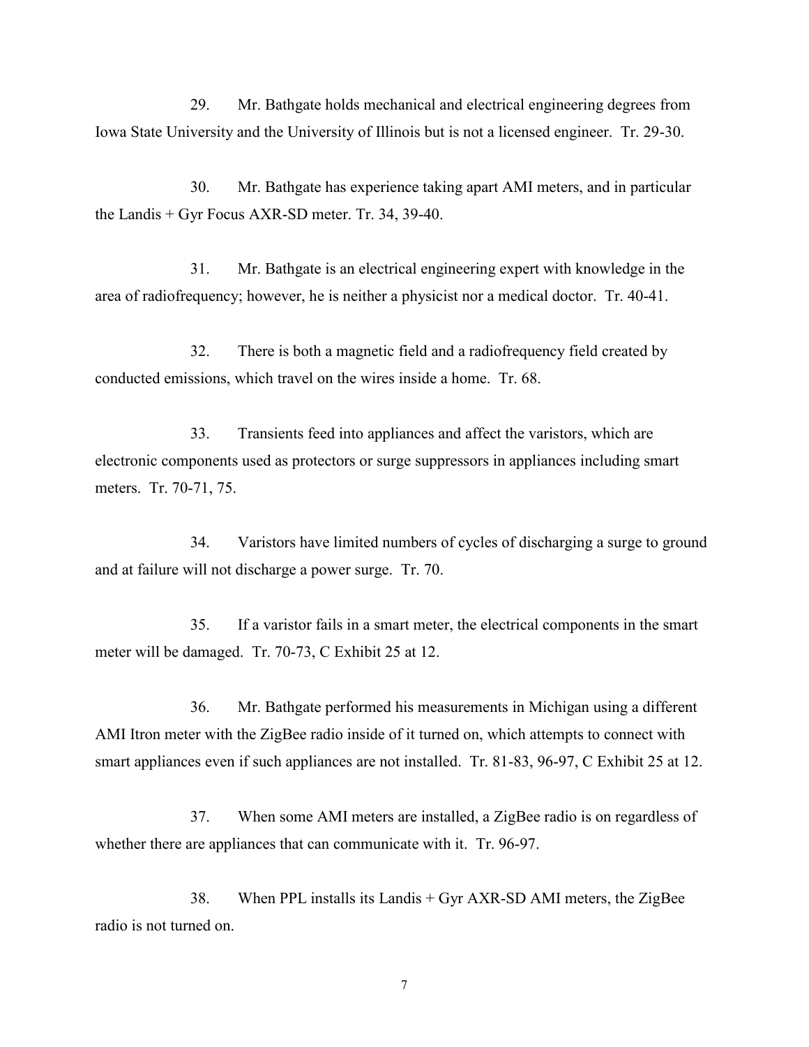29. Mr. Bathgate holds mechanical and electrical engineering degrees from Iowa State University and the University of Illinois but is not a licensed engineer. Tr. 29-30.

30. Mr. Bathgate has experience taking apart AMI meters, and in particular the Landis + Gyr Focus AXR-SD meter. Tr. 34, 39-40.

31. Mr. Bathgate is an electrical engineering expert with knowledge in the area of radiofrequency; however, he is neither a physicist nor a medical doctor. Tr. 40-41.

32. There is both a magnetic field and a radiofrequency field created by conducted emissions, which travel on the wires inside a home. Tr. 68.

33. Transients feed into appliances and affect the varistors, which are electronic components used as protectors or surge suppressors in appliances including smart meters. Tr. 70-71, 75.

34. Varistors have limited numbers of cycles of discharging a surge to ground and at failure will not discharge a power surge. Tr. 70.

35. If a varistor fails in a smart meter, the electrical components in the smart meter will be damaged. Tr. 70-73, C Exhibit 25 at 12.

36. Mr. Bathgate performed his measurements in Michigan using a different AMI Itron meter with the ZigBee radio inside of it turned on, which attempts to connect with smart appliances even if such appliances are not installed. Tr. 81-83, 96-97, C Exhibit 25 at 12.

37. When some AMI meters are installed, a ZigBee radio is on regardless of whether there are appliances that can communicate with it. Tr. 96-97.

38. When PPL installs its Landis + Gyr AXR-SD AMI meters, the ZigBee radio is not turned on.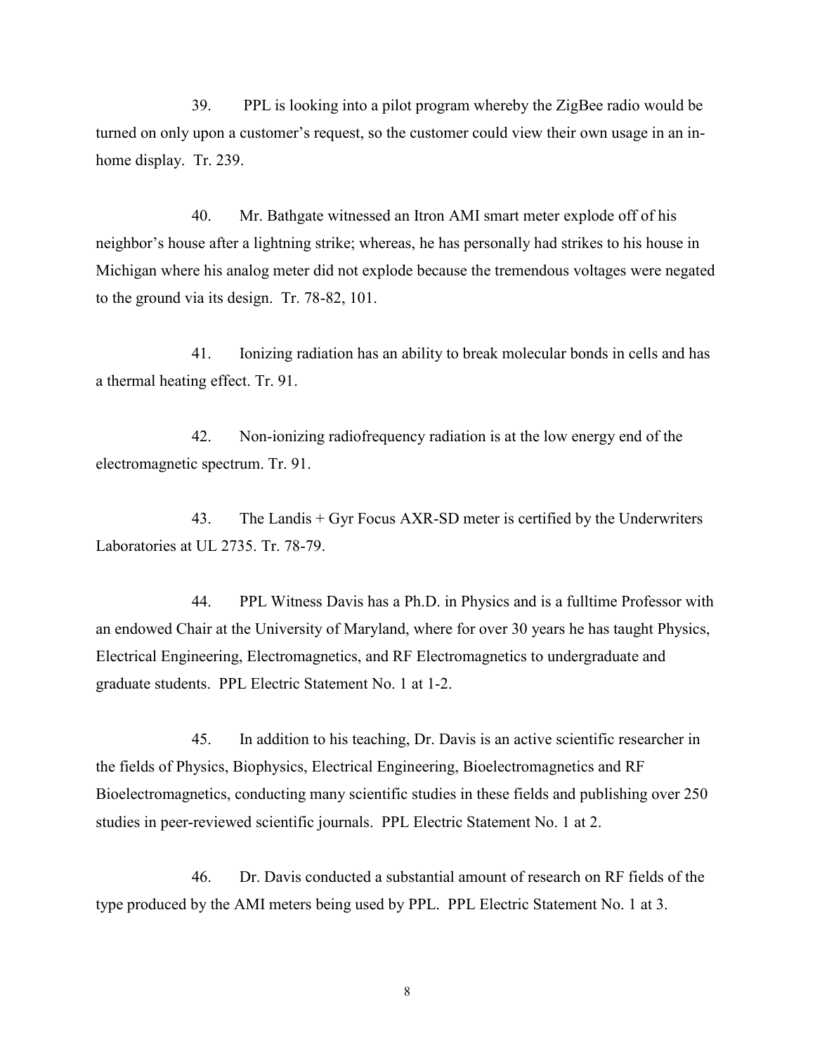39. PPL is looking into a pilot program whereby the ZigBee radio would be turned on only upon a customer's request, so the customer could view their own usage in an in-home display. Tr. 239.

40. Mr. Bathgate witnessed an Itron AMI smart meter explode off of his neighbor's house after a lightning strike; whereas, he has personally had strikes to his house in Michigan where his analog meter did not explode because the tremendous voltages were negated to the ground via its design. Tr. 78-82, 101.

41. Ionizing radiation has an ability to break molecular bonds in cells and has a thermal heating effect. Tr. 91.

42. Non-ionizing radiofrequency radiation is at the low energy end of the electromagnetic spectrum. Tr. 91.

43. The Landis + Gyr Focus AXR-SD meter is certified by the Underwriters Laboratories at UL 2735. Tr. 78-79.

44. PPL Witness Davis has a Ph.D. in Physics and is a fulltime Professor with an endowed Chair at the University of Maryland, where for over 30 years he has taught Physics, Electrical Engineering, Electromagnetics, and RF Electromagnetics to undergraduate and graduate students. PPL Electric Statement No. 1 at 1-2.

45. In addition to his teaching, Dr. Davis is an active scientific researcher in the fields of Physics, Biophysics, Electrical Engineering, Bioelectromagnetics and RF Bioelectromagnetics, conducting many scientific studies in these fields and publishing over 250 studies in peer-reviewed scientific journals. PPL Electric Statement No. 1 at 2.

46. Dr. Davis conducted a substantial amount of research on RF fields of the type produced by the AMI meters being used by PPL. PPL Electric Statement No. 1 at 3.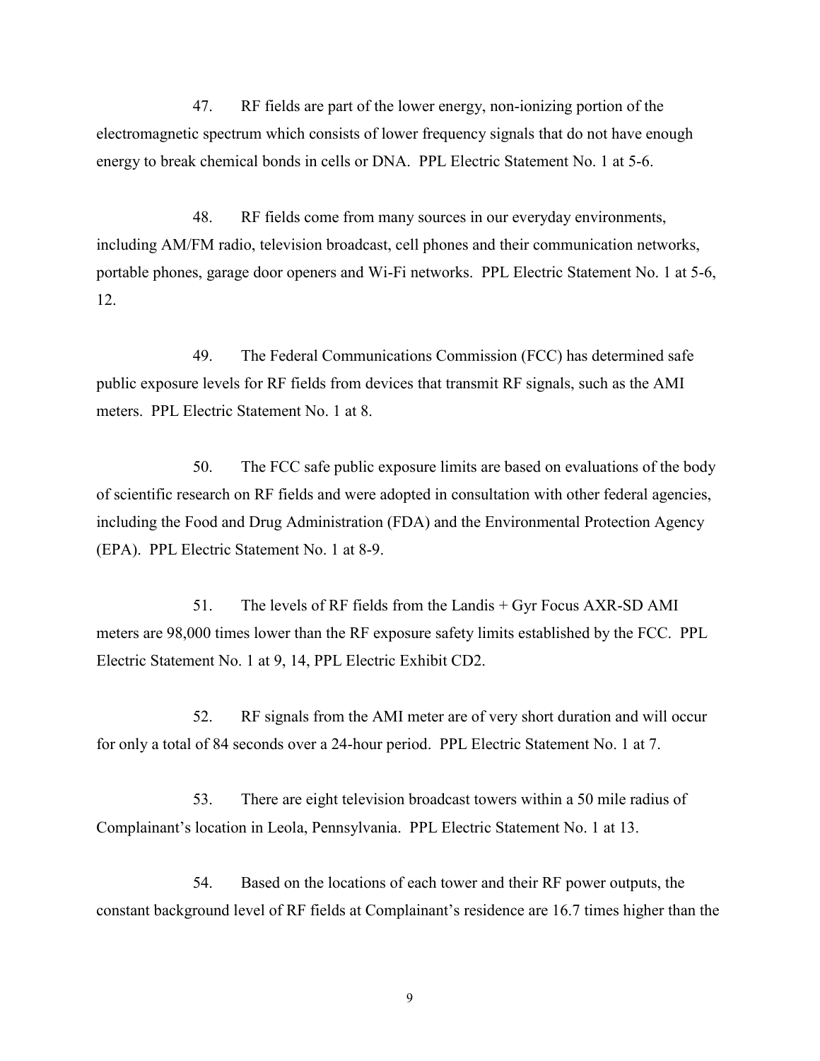47. RF fields are part of the lower energy, non-ionizing portion of the electromagnetic spectrum which consists of lower frequency signals that do not have enough energy to break chemical bonds in cells or DNA. PPL Electric Statement No. 1 at 5-6.

48. RF fields come from many sources in our everyday environments, including AM/FM radio, television broadcast, cell phones and their communication networks, portable phones, garage door openers and Wi-Fi networks. PPL Electric Statement No. 1 at 5-6, 12.

49. The Federal Communications Commission (FCC) has determined safe public exposure levels for RF fields from devices that transmit RF signals, such as the AMI meters. PPL Electric Statement No. 1 at 8.

50. The FCC safe public exposure limits are based on evaluations of the body of scientific research on RF fields and were adopted in consultation with other federal agencies, including the Food and Drug Administration (FDA) and the Environmental Protection Agency (EPA). PPL Electric Statement No. 1 at 8-9.

51. The levels of RF fields from the Landis + Gyr Focus AXR-SD AMI meters are 98,000 times lower than the RF exposure safety limits established by the FCC. PPL Electric Statement No. 1 at 9, 14, PPL Electric Exhibit CD2.

52. RF signals from the AMI meter are of very short duration and will occur for only a total of 84 seconds over a 24-hour period. PPL Electric Statement No. 1 at 7.

53. There are eight television broadcast towers within a 50 mile radius of Complainant's location in Leola, Pennsylvania. PPL Electric Statement No. 1 at 13.

54. Based on the locations of each tower and their RF power outputs, the constant background level of RF fields at Complainant's residence are 16.7 times higher than the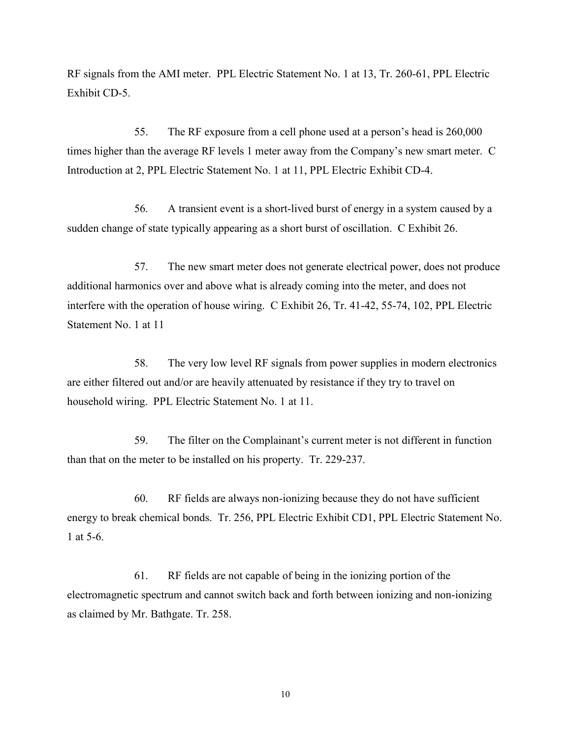RF signals from the AMI meter. PPL Electric Statement No. 1 at 13, Tr. 260-61, PPL Electric Exhibit CD-5.

55. The RF exposure from a cell phone used at a person's head is 260,000 times higher than the average RF levels 1 meter away from the Company's new smart meter. C Introduction at 2, PPL Electric Statement No. 1 at 11, PPL Electric Exhibit CD-4.

56. A transient event is a short-lived burst of energy in a system caused by a sudden change of state typically appearing as a short burst of oscillation. C Exhibit 26.

57. The new smart meter does not generate electrical power, does not produce additional harmonics over and above what is already coming into the meter, and does not interfere with the operation of house wiring. C Exhibit 26, Tr. 41-42, 55-74, 102, PPL Electric Statement No. 1 at 11

58. The very low level RF signals from power supplies in modern electronics are either filtered out and/or are heavily attenuated by resistance if they try to travel on household wiring. PPL Electric Statement No. 1 at 11.

59. The filter on the Complainant's current meter is not different in function than that on the meter to be installed on his property. Tr. 229-237.

60. RF fields are always non-ionizing because they do not have sufficient energy to break chemical bonds. Tr. 256, PPL Electric Exhibit CD1, PPL Electric Statement No. 1 at 5-6.

61. RF fields are not capable of being in the ionizing portion of the electromagnetic spectrum and cannot switch back and forth between ionizing and non-ionizing as claimed by Mr. Bathgate. Tr. 258.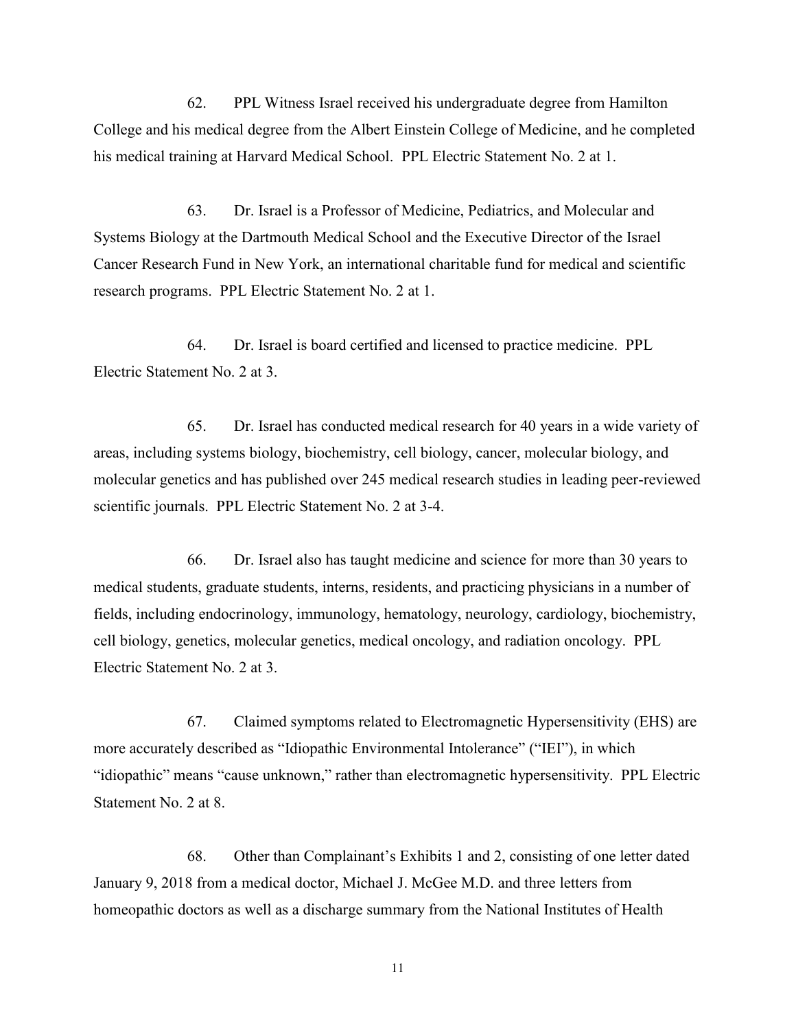62. PPL Witness Israel received his undergraduate degree from Hamilton College and his medical degree from the Albert Einstein College of Medicine, and he completed his medical training at Harvard Medical School. PPL Electric Statement No. 2 at 1.

63. Dr. Israel is a Professor of Medicine, Pediatrics, and Molecular and Systems Biology at the Dartmouth Medical School and the Executive Director of the Israel Cancer Research Fund in New York, an international charitable fund for medical and scientific research programs. PPL Electric Statement No. 2 at 1.

64. Dr. Israel is board certified and licensed to practice medicine. PPL Electric Statement No. 2 at 3.

65. Dr. Israel has conducted medical research for 40 years in a wide variety of areas, including systems biology, biochemistry, cell biology, cancer, molecular biology, and molecular genetics and has published over 245 medical research studies in leading peer-reviewed scientific journals. PPL Electric Statement No. 2 at 3-4.

66. Dr. Israel also has taught medicine and science for more than 30 years to medical students, graduate students, interns, residents, and practicing physicians in a number of fields, including endocrinology, immunology, hematology, neurology, cardiology, biochemistry, cell biology, genetics, molecular genetics, medical oncology, and radiation oncology. PPL Electric Statement No. 2 at 3.

67. Claimed symptoms related to Electromagnetic Hypersensitivity (EHS) are more accurately described as "Idiopathic Environmental Intolerance" ("IEI"), in which "idiopathic" means "cause unknown," rather than electromagnetic hypersensitivity. PPL Electric Statement No. 2 at 8.

68. Other than Complainant's Exhibits 1 and 2, consisting of one letter dated January 9, 2018 from a medical doctor, Michael J. McGee M.D. and three letters from homeopathic doctors as well as a discharge summary from the National Institutes of Health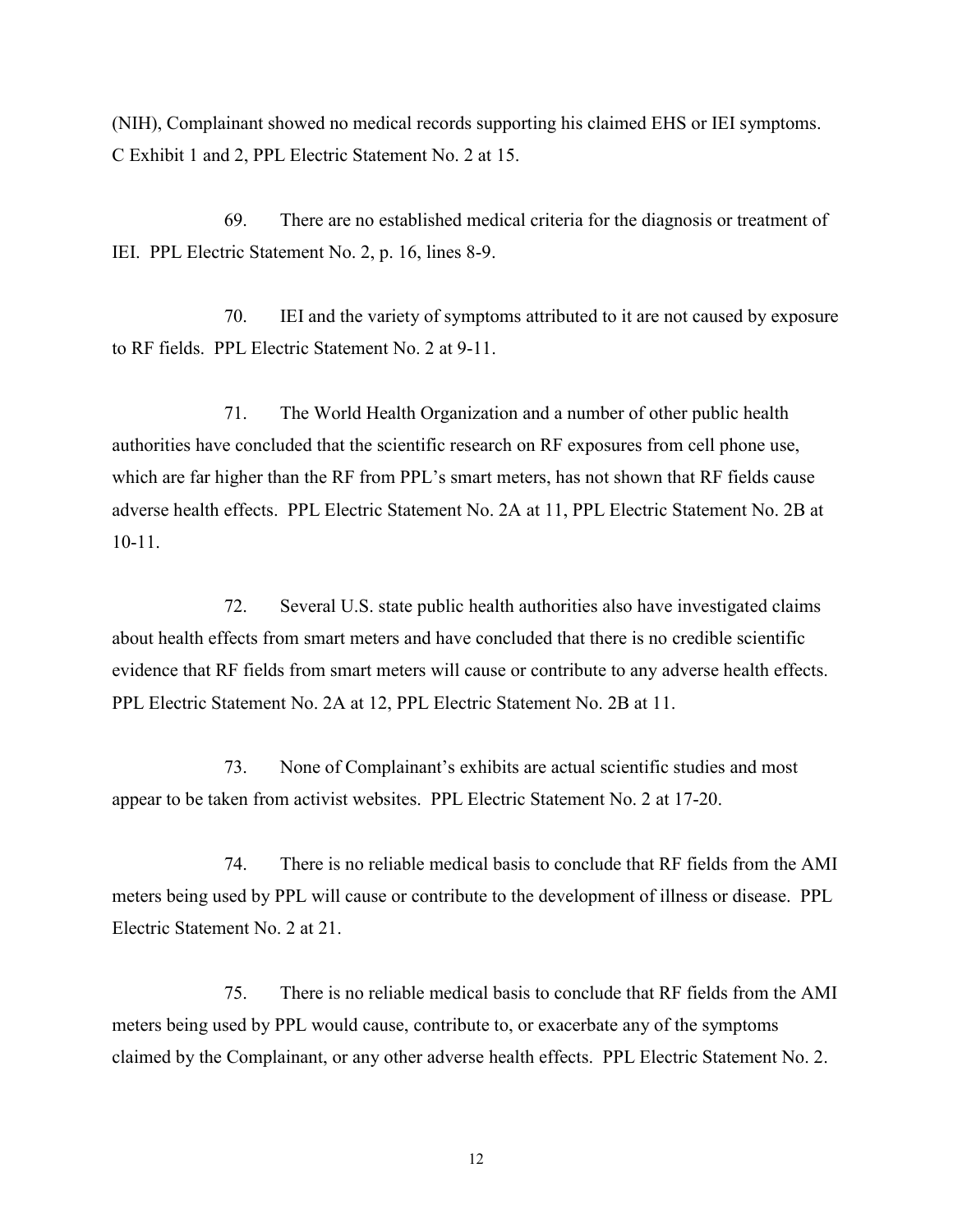(NIH), Complainant showed no medical records supporting his claimed EHS or IEI symptoms. C Exhibit 1 and 2, PPL Electric Statement No. 2 at 15.

69. There are no established medical criteria for the diagnosis or treatment of IEI. PPL Electric Statement No. 2, p. 16, lines 8-9.

70. IEI and the variety of symptoms attributed to it are not caused by exposure to RF fields. PPL Electric Statement No. 2 at 9-11.

71. The World Health Organization and a number of other public health authorities have concluded that the scientific research on RF exposures from cell phone use, which are far higher than the RF from PPL's smart meters, has not shown that RF fields cause adverse health effects. PPL Electric Statement No. 2A at 11, PPL Electric Statement No. 2B at 10-11.

72. Several U.S. state public health authorities also have investigated claims about health effects from smart meters and have concluded that there is no credible scientific evidence that RF fields from smart meters will cause or contribute to any adverse health effects. PPL Electric Statement No. 2A at 12, PPL Electric Statement No. 2B at 11.

73. None of Complainant's exhibits are actual scientific studies and most appear to be taken from activist websites. PPL Electric Statement No. 2 at 17-20.

74. There is no reliable medical basis to conclude that RF fields from the AMI meters being used by PPL will cause or contribute to the development of illness or disease. PPL Electric Statement No. 2 at 21.

75. There is no reliable medical basis to conclude that RF fields from the AMI meters being used by PPL would cause, contribute to, or exacerbate any of the symptoms claimed by the Complainant, or any other adverse health effects. PPL Electric Statement No. 2.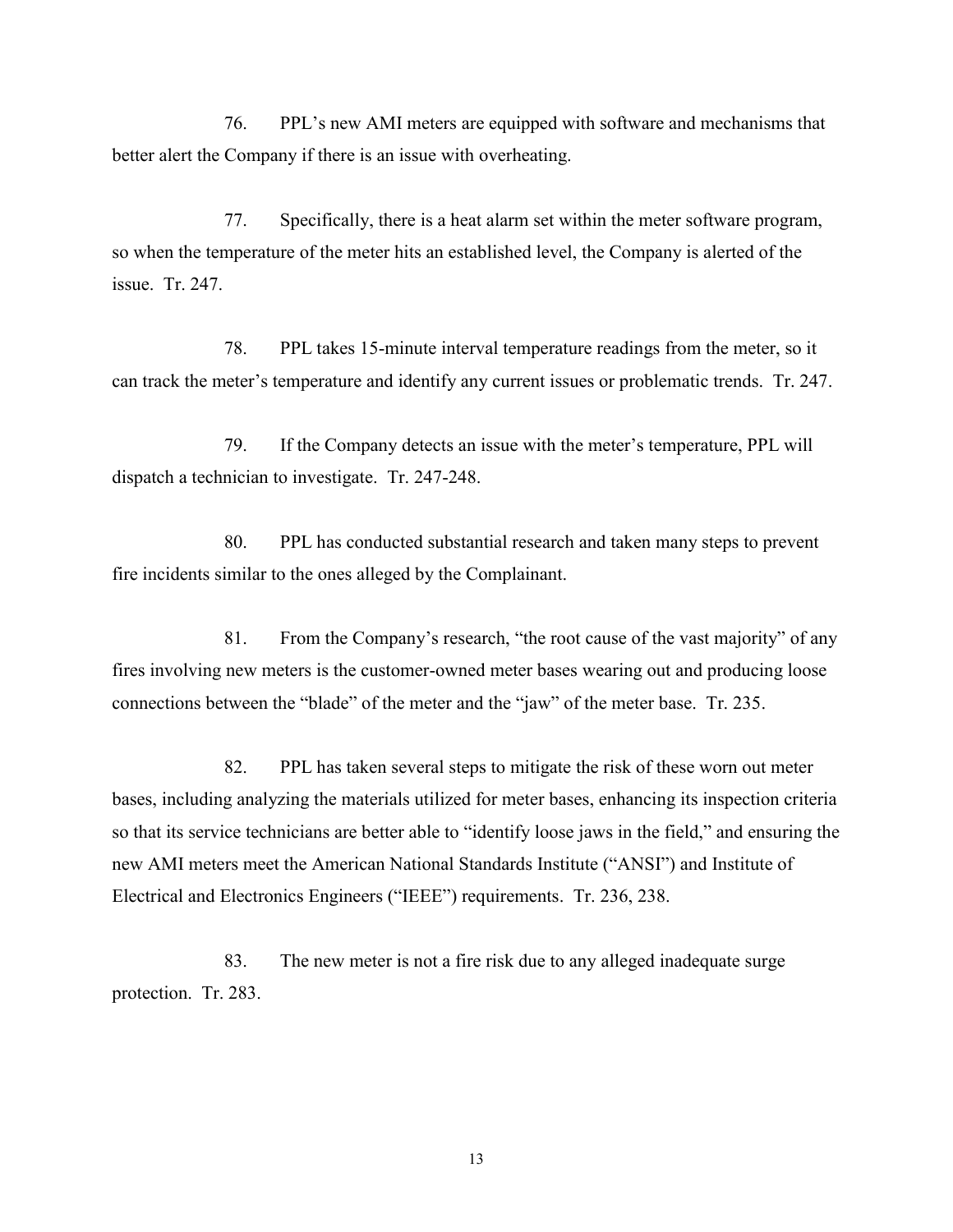76. PPL's new AMI meters are equipped with software and mechanisms that better alert the Company if there is an issue with overheating.

77. Specifically, there is a heat alarm set within the meter software program, so when the temperature of the meter hits an established level, the Company is alerted of the issue. Tr. 247.

78. PPL takes 15-minute interval temperature readings from the meter, so it can track the meter's temperature and identify any current issues or problematic trends. Tr. 247.

79. If the Company detects an issue with the meter's temperature, PPL will dispatch a technician to investigate. Tr. 247-248.

80. PPL has conducted substantial research and taken many steps to prevent fire incidents similar to the ones alleged by the Complainant.

81. From the Company's research, "the root cause of the vast majority" of any fires involving new meters is the customer-owned meter bases wearing out and producing loose connections between the "blade" of the meter and the "jaw" of the meter base. Tr. 235.

82. PPL has taken several steps to mitigate the risk of these worn out meter bases, including analyzing the materials utilized for meter bases, enhancing its inspection criteria so that its service technicians are better able to "identify loose jaws in the field," and ensuring the new AMI meters meet the American National Standards Institute ("ANSI") and Institute of Electrical and Electronics Engineers ("IEEE") requirements. Tr. 236, 238.

83. The new meter is not a fire risk due to any alleged inadequate surge protection. Tr. 283.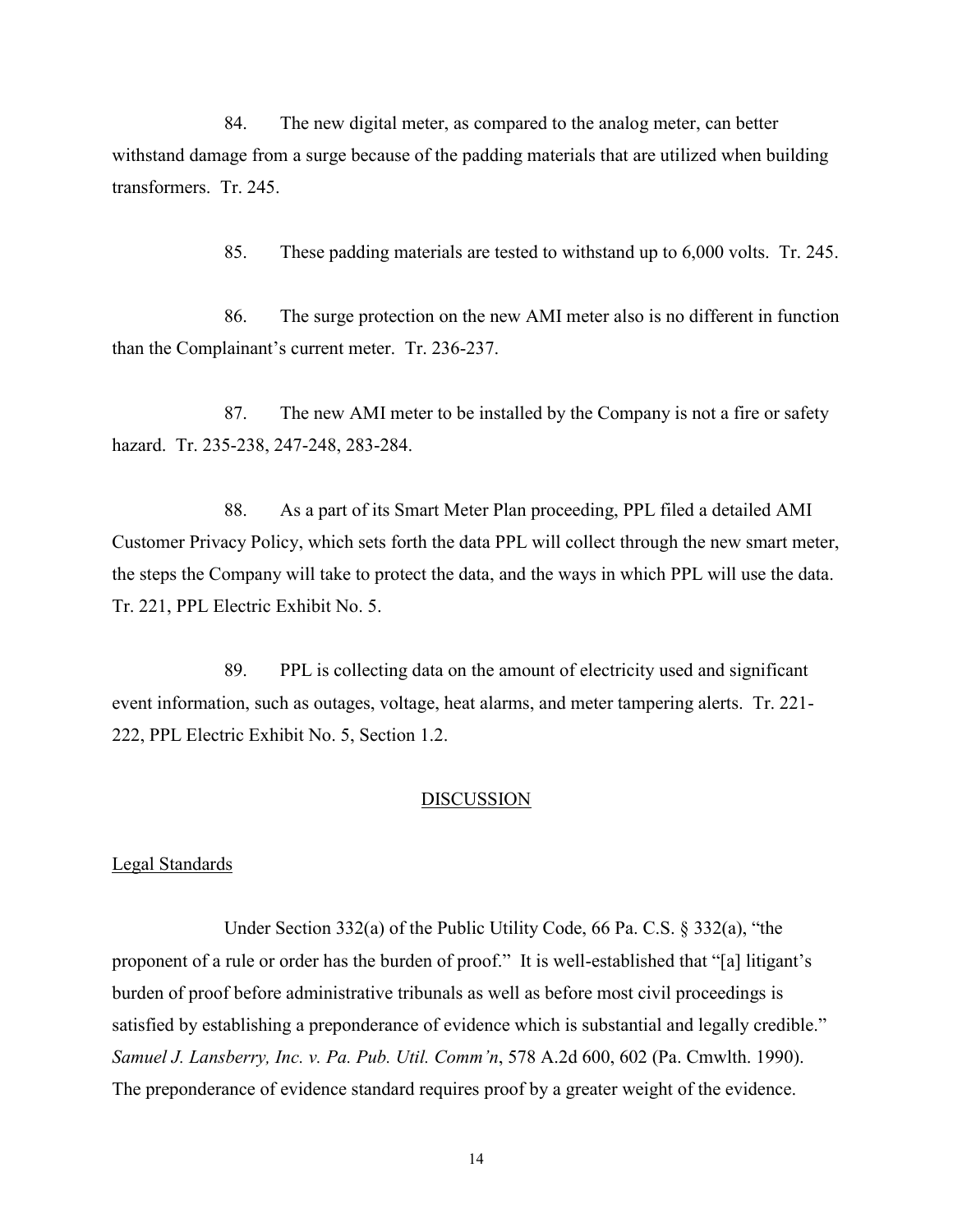84. The new digital meter, as compared to the analog meter, can better withstand damage from a surge because of the padding materials that are utilized when building transformers. Tr. 245.

85. These padding materials are tested to withstand up to 6,000 volts. Tr. 245.

86. The surge protection on the new AMI meter also is no different in function than the Complainant's current meter. Tr. 236-237.

87. The new AMI meter to be installed by the Company is not a fire or safety hazard. Tr. 235-238, 247-248, 283-284.

88. As a part of its Smart Meter Plan proceeding, PPL filed a detailed AMI Customer Privacy Policy, which sets forth the data PPL will collect through the new smart meter, the steps the Company will take to protect the data, and the ways in which PPL will use the data. Tr. 221, PPL Electric Exhibit No. 5.

89. PPL is collecting data on the amount of electricity used and significant event information, such as outages, voltage, heat alarms, and meter tampering alerts. Tr. 221-222, PPL Electric Exhibit No. 5, Section 1.2.

## DISCUSSION

### Legal Standards

Under Section 332(a) of the Public Utility Code, 66 Pa. C.S. § 332(a), "the proponent of a rule or order has the burden of proof." It is well-established that "[a] litigant's burden of proof before administrative tribunals as well as before most civil proceedings is satisfied by establishing a preponderance of evidence which is substantial and legally credible." *Samuel J. Lansberry, Inc. v. Pa. Pub. Util. Comm'n*, 578 A.2d 600, 602 (Pa. Cmwlth. 1990). The preponderance of evidence standard requires proof by a greater weight of the evidence.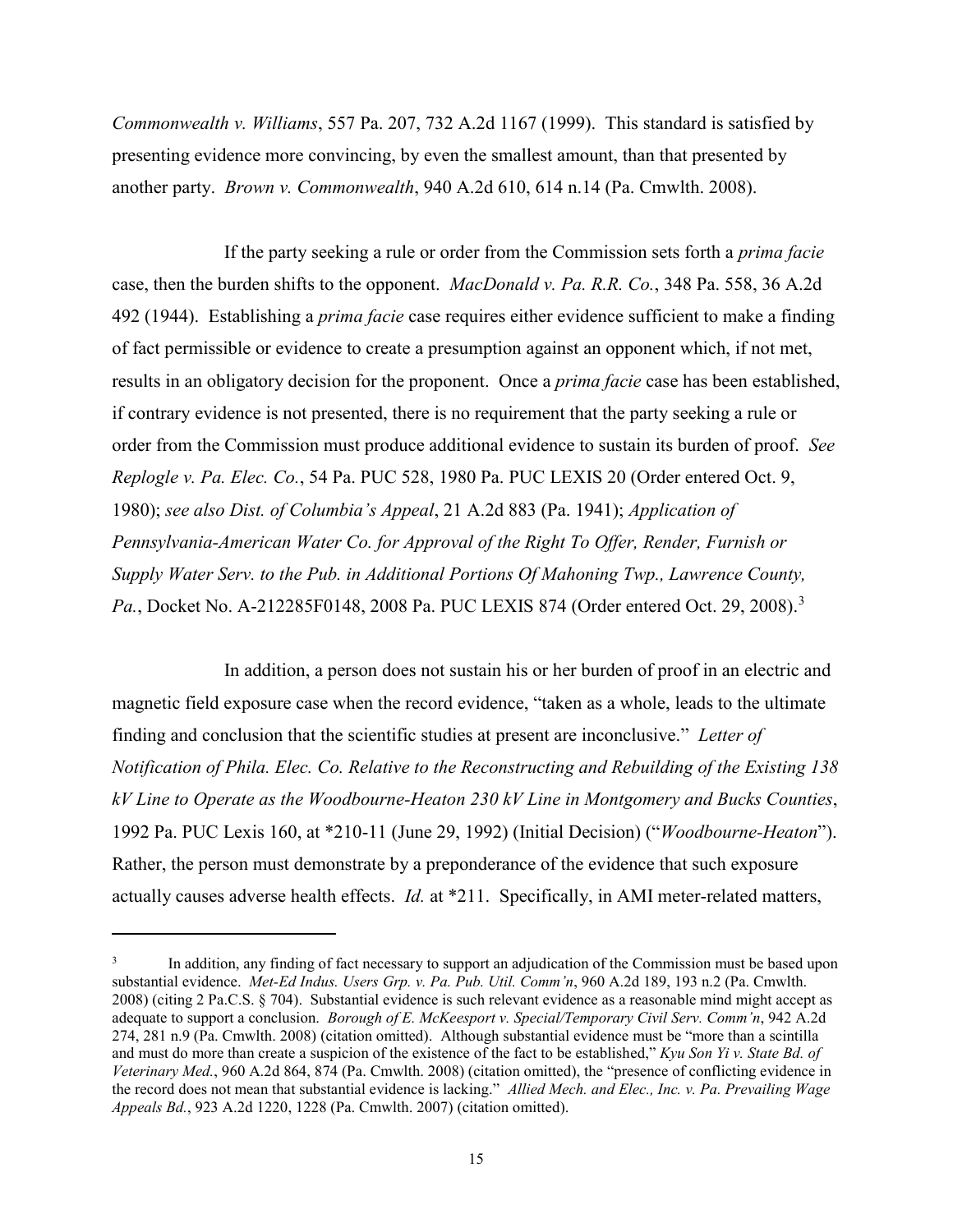*Commonwealth v. Williams*, 557 Pa. 207, 732 A.2d 1167 (1999). This standard is satisfied by presenting evidence more convincing, by even the smallest amount, than that presented by another party. *Brown v. Commonwealth*, 940 A.2d 610, 614 n.14 (Pa. Cmwlth. 2008).

If the party seeking a rule or order from the Commission sets forth a *prima facie* case, then the burden shifts to the opponent. *MacDonald v. Pa. R.R. Co.*, 348 Pa. 558, 36 A.2d 492 (1944). Establishing a *prima facie* case requires either evidence sufficient to make a finding of fact permissible or evidence to create a presumption against an opponent which, if not met, results in an obligatory decision for the proponent. Once a *prima facie* case has been established, if contrary evidence is not presented, there is no requirement that the party seeking a rule or order from the Commission must produce additional evidence to sustain its burden of proof. *See Replogle v. Pa. Elec. Co.*, 54 Pa. PUC 528, 1980 Pa. PUC LEXIS 20 (Order entered Oct. 9, 1980); *see also Dist. of Columbia's Appeal*, 21 A.2d 883 (Pa. 1941); *Application of Pennsylvania-American Water Co. for Approval of the Right To Offer, Render, Furnish or Supply Water Serv. to the Pub. in Additional Portions Of Mahoning Twp., Lawrence County, Pa.*, Docket No. A-212285F0148, 2008 Pa. PUC LEXIS 874 (Order entered Oct. 29, 2008).[3]

In addition, a person does not sustain his or her burden of proof in an electric and magnetic field exposure case when the record evidence, "taken as a whole, leads to the ultimate finding and conclusion that the scientific studies at present are inconclusive." *Letter of Notification of Phila. Elec. Co. Relative to the Reconstructing and Rebuilding of the Existing 138 kV Line to Operate as the Woodbourne-Heaton 230 kV Line in Montgomery and Bucks Counties*, 1992 Pa. PUC Lexis 160, at *210-11 (June 29, 1992) (Initial Decision) ("*Woodbourne-Heaton*"). Rather, the person must demonstrate by a preponderance of the evidence that such exposure actually causes adverse health effects. *Id.* at *211. Specifically, in AMI meter-related matters,

---

[3] In addition, any finding of fact necessary to support an adjudication of the Commission must be based upon substantial evidence. *Met-Ed Indus. Users Grp. v. Pa. Pub. Util. Comm'n*, 960 A.2d 189, 193 n.2 (Pa. Cmwlth. 2008) (citing 2 Pa.C.S. § 704). Substantial evidence is such relevant evidence as a reasonable mind might accept as adequate to support a conclusion. *Borough of E. McKeesport v. Special/Temporary Civil Serv. Comm'n*, 942 A.2d 274, 281 n.9 (Pa. Cmwlth. 2008) (citation omitted). Although substantial evidence must be "more than a scintilla and must do more than create a suspicion of the existence of the fact to be established," *Kyu Son Yi v. State Bd. of Veterinary Med.*, 960 A.2d 864, 874 (Pa. Cmwlth. 2008) (citation omitted), the "presence of conflicting evidence in the record does not mean that substantial evidence is lacking." *Allied Mech. and Elec., Inc. v. Pa. Prevailing Wage Appeals Bd.*, 923 A.2d 1220, 1228 (Pa. Cmwlth. 2007) (citation omitted).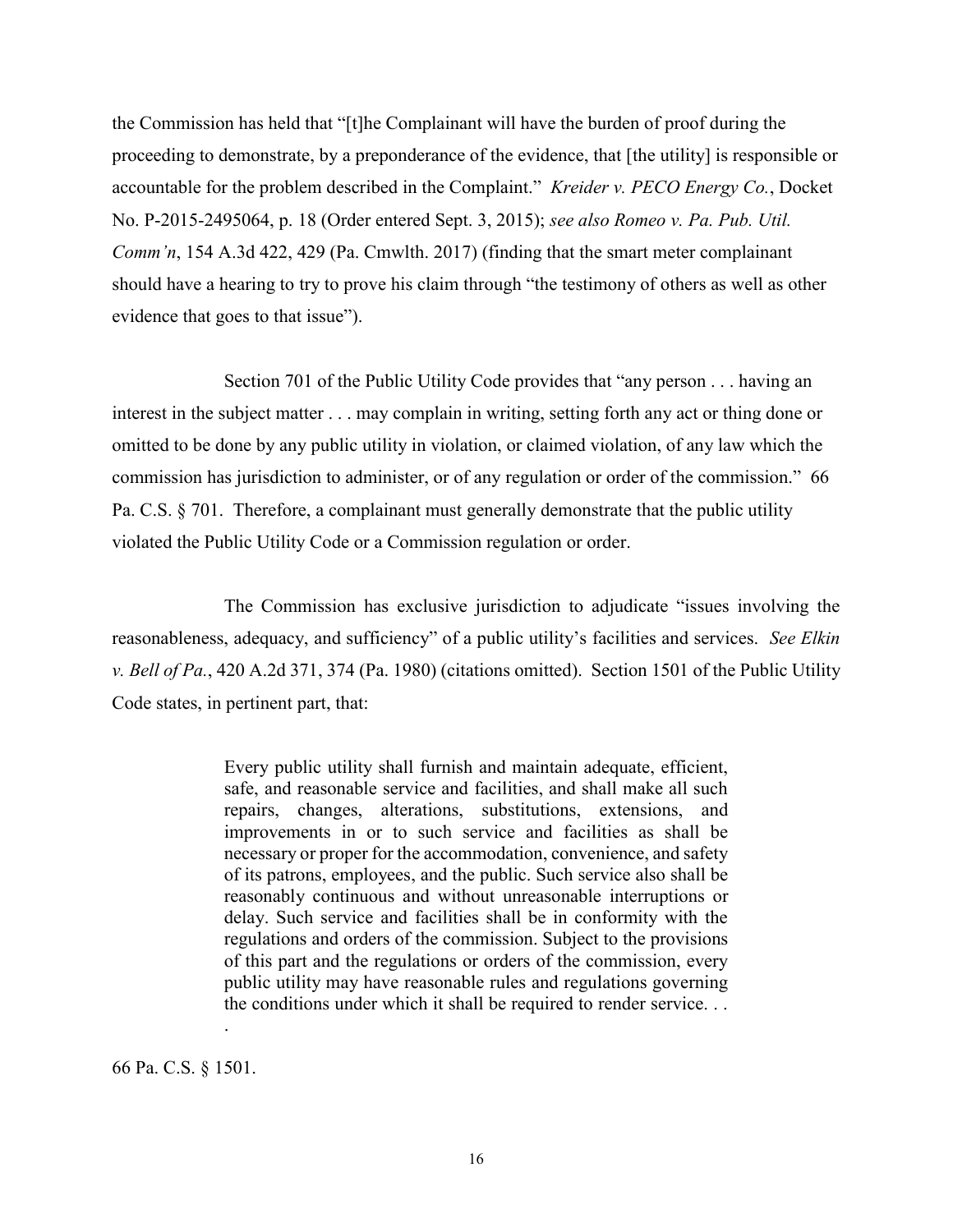the Commission has held that "[t]he Complainant will have the burden of proof during the proceeding to demonstrate, by a preponderance of the evidence, that [the utility] is responsible or accountable for the problem described in the Complaint." *Kreider v. PECO Energy Co.*, Docket No. P-2015-2495064, p. 18 (Order entered Sept. 3, 2015); *see also Romeo v. Pa. Pub. Util. Comm'n*, 154 A.3d 422, 429 (Pa. Cmwlth. 2017) (finding that the smart meter complainant should have a hearing to try to prove his claim through "the testimony of others as well as other evidence that goes to that issue").

Section 701 of the Public Utility Code provides that "any person . . . having an interest in the subject matter . . . may complain in writing, setting forth any act or thing done or omitted to be done by any public utility in violation, or claimed violation, of any law which the commission has jurisdiction to administer, or of any regulation or order of the commission." 66 Pa. C.S. § 701. Therefore, a complainant must generally demonstrate that the public utility violated the Public Utility Code or a Commission regulation or order.

The Commission has exclusive jurisdiction to adjudicate "issues involving the reasonableness, adequacy, and sufficiency" of a public utility's facilities and services. *See Elkin v. Bell of Pa.*, 420 A.2d 371, 374 (Pa. 1980) (citations omitted). Section 1501 of the Public Utility Code states, in pertinent part, that:

> Every public utility shall furnish and maintain adequate, efficient, safe, and reasonable service and facilities, and shall make all such repairs, changes, alterations, substitutions, extensions, and improvements in or to such service and facilities as shall be necessary or proper for the accommodation, convenience, and safety of its patrons, employees, and the public. Such service also shall be reasonably continuous and without unreasonable interruptions or delay. Such service and facilities shall be in conformity with the regulations and orders of the commission. Subject to the provisions of this part and the regulations or orders of the commission, every public utility may have reasonable rules and regulations governing the conditions under which it shall be required to render service. . . .

66 Pa. C.S. § 1501.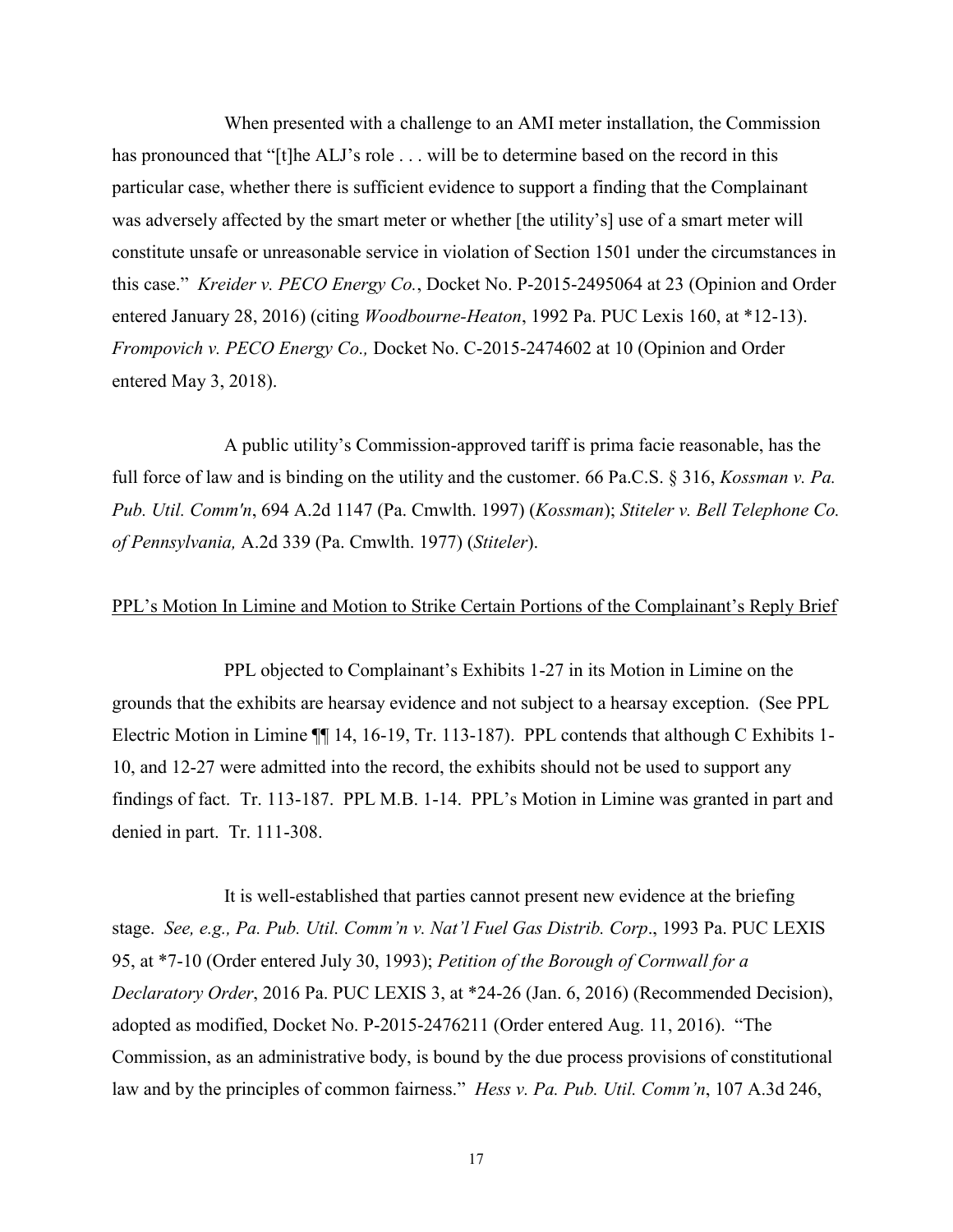When presented with a challenge to an AMI meter installation, the Commission has pronounced that "[t]he ALJ's role . . . will be to determine based on the record in this particular case, whether there is sufficient evidence to support a finding that the Complainant was adversely affected by the smart meter or whether [the utility's] use of a smart meter will constitute unsafe or unreasonable service in violation of Section 1501 under the circumstances in this case." *Kreider v. PECO Energy Co.*, Docket No. P-2015-2495064 at 23 (Opinion and Order entered January 28, 2016) (citing *Woodbourne-Heaton*, 1992 Pa. PUC Lexis 160, at *12-13). *Frompovich v. PECO Energy Co.,* Docket No. C-2015-2474602 at 10 (Opinion and Order entered May 3, 2018).

A public utility's Commission-approved tariff is prima facie reasonable, has the full force of law and is binding on the utility and the customer. 66 Pa.C.S. § 316, *Kossman v. Pa. Pub. Util. Comm'n*, 694 A.2d 1147 (Pa. Cmwlth. 1997) (*Kossman*); *Stiteler v. Bell Telephone Co. of Pennsylvania,* A.2d 339 (Pa. Cmwlth. 1977) (*Stiteler*).

PPL's Motion In Limine and Motion to Strike Certain Portions of the Complainant's Reply Brief

PPL objected to Complainant's Exhibits 1-27 in its Motion in Limine on the grounds that the exhibits are hearsay evidence and not subject to a hearsay exception. (See PPL Electric Motion in Limine ¶¶ 14, 16-19, Tr. 113-187). PPL contends that although C Exhibits 1-10, and 12-27 were admitted into the record, the exhibits should not be used to support any findings of fact. Tr. 113-187. PPL M.B. 1-14. PPL's Motion in Limine was granted in part and denied in part. Tr. 111-308.

It is well-established that parties cannot present new evidence at the briefing stage. *See, e.g., Pa. Pub. Util. Comm'n v. Nat'l Fuel Gas Distrib. Corp*., 1993 Pa. PUC LEXIS 95, at *7-10 (Order entered July 30, 1993); *Petition of the Borough of Cornwall for a Declaratory Order*, 2016 Pa. PUC LEXIS 3, at *24-26 (Jan. 6, 2016) (Recommended Decision), adopted as modified, Docket No. P-2015-2476211 (Order entered Aug. 11, 2016). "The Commission, as an administrative body, is bound by the due process provisions of constitutional law and by the principles of common fairness." *Hess v. Pa. Pub. Util. Comm'n*, 107 A.3d 246,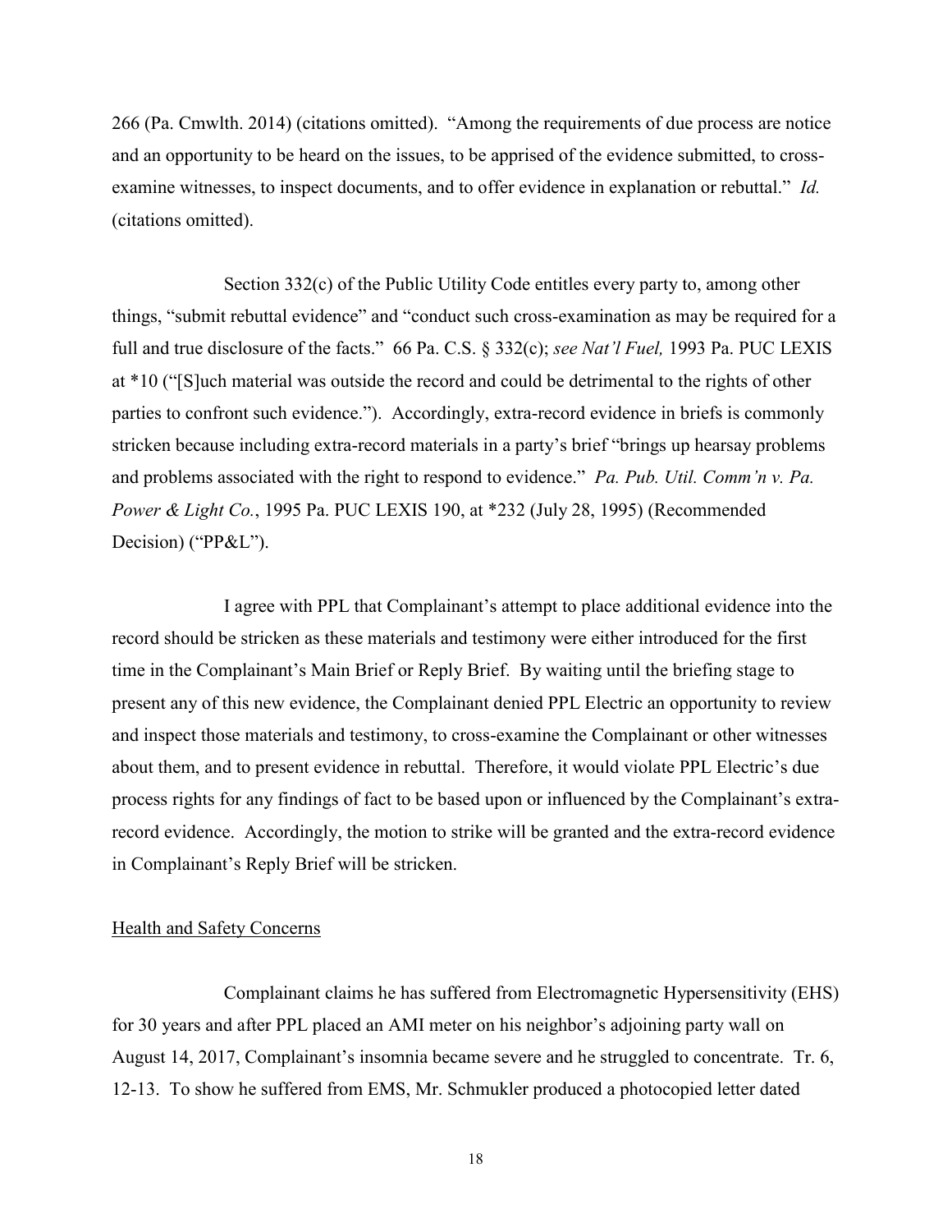266 (Pa. Cmwlth. 2014) (citations omitted). "Among the requirements of due process are notice and an opportunity to be heard on the issues, to be apprised of the evidence submitted, to cross-examine witnesses, to inspect documents, and to offer evidence in explanation or rebuttal." *Id.* (citations omitted).

Section 332(c) of the Public Utility Code entitles every party to, among other things, "submit rebuttal evidence" and "conduct such cross-examination as may be required for a full and true disclosure of the facts." 66 Pa. C.S. § 332(c); *see Nat'l Fuel,* 1993 Pa. PUC LEXIS at *10 ("[S]uch material was outside the record and could be detrimental to the rights of other parties to confront such evidence."). Accordingly, extra-record evidence in briefs is commonly stricken because including extra-record materials in a party's brief "brings up hearsay problems and problems associated with the right to respond to evidence." *Pa. Pub. Util. Comm'n v. Pa. Power & Light Co.*, 1995 Pa. PUC LEXIS 190, at *232 (July 28, 1995) (Recommended Decision) ("PP&L").

I agree with PPL that Complainant's attempt to place additional evidence into the record should be stricken as these materials and testimony were either introduced for the first time in the Complainant's Main Brief or Reply Brief. By waiting until the briefing stage to present any of this new evidence, the Complainant denied PPL Electric an opportunity to review and inspect those materials and testimony, to cross-examine the Complainant or other witnesses about them, and to present evidence in rebuttal. Therefore, it would violate PPL Electric's due process rights for any findings of fact to be based upon or influenced by the Complainant's extra-record evidence. Accordingly, the motion to strike will be granted and the extra-record evidence in Complainant's Reply Brief will be stricken.

Health and Safety Concerns

Complainant claims he has suffered from Electromagnetic Hypersensitivity (EHS) for 30 years and after PPL placed an AMI meter on his neighbor's adjoining party wall on August 14, 2017, Complainant's insomnia became severe and he struggled to concentrate. Tr. 6, 12-13. To show he suffered from EMS, Mr. Schmukler produced a photocopied letter dated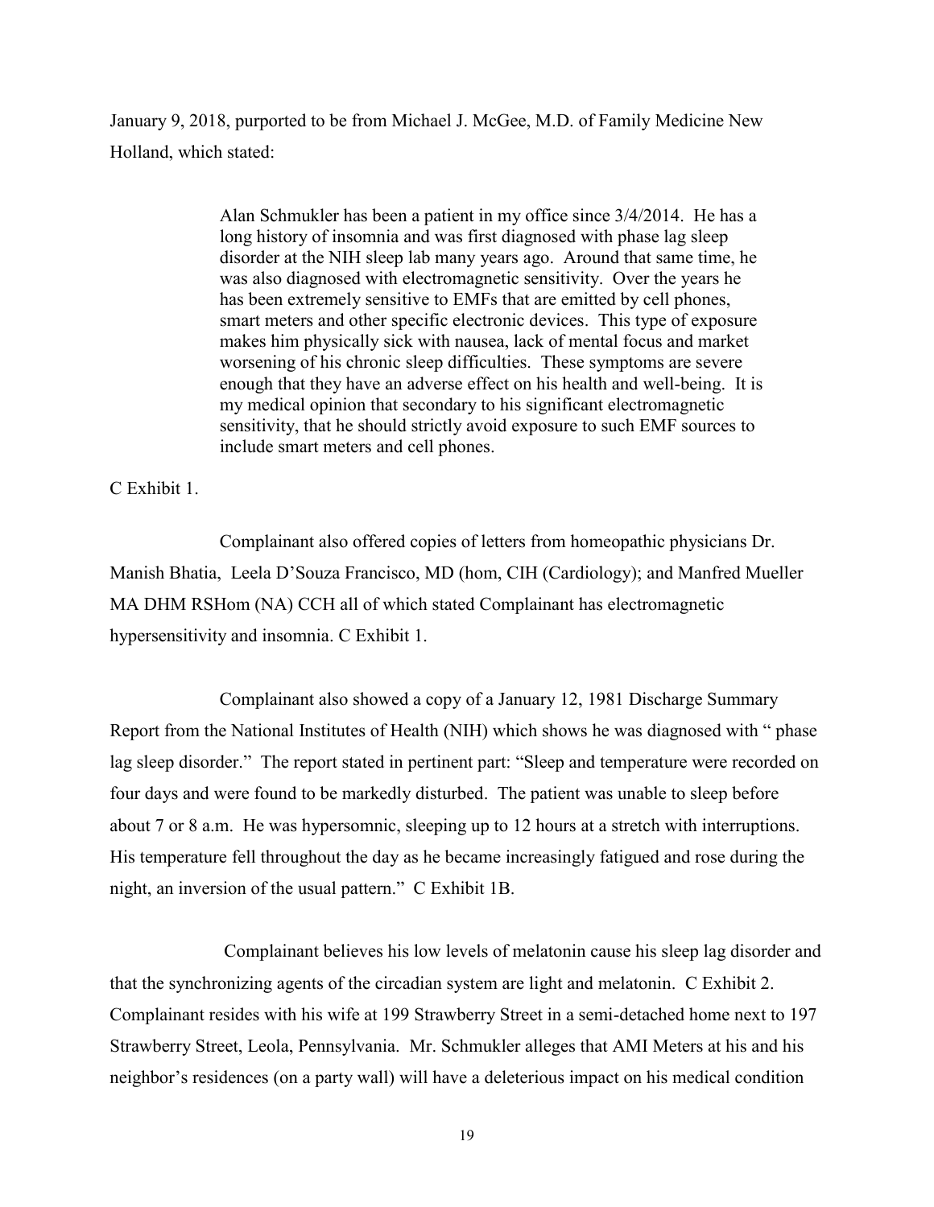January 9, 2018, purported to be from Michael J. McGee, M.D. of Family Medicine New Holland, which stated:

> Alan Schmukler has been a patient in my office since 3/4/2014. He has a long history of insomnia and was first diagnosed with phase lag sleep disorder at the NIH sleep lab many years ago. Around that same time, he was also diagnosed with electromagnetic sensitivity. Over the years he has been extremely sensitive to EMFs that are emitted by cell phones, smart meters and other specific electronic devices. This type of exposure makes him physically sick with nausea, lack of mental focus and market worsening of his chronic sleep difficulties. These symptoms are severe enough that they have an adverse effect on his health and well-being. It is my medical opinion that secondary to his significant electromagnetic sensitivity, that he should strictly avoid exposure to such EMF sources to include smart meters and cell phones.

C Exhibit 1.

Complainant also offered copies of letters from homeopathic physicians Dr. Manish Bhatia, Leela D'Souza Francisco, MD (hom, CIH (Cardiology); and Manfred Mueller MA DHM RSHom (NA) CCH all of which stated Complainant has electromagnetic hypersensitivity and insomnia. C Exhibit 1.

Complainant also showed a copy of a January 12, 1981 Discharge Summary Report from the National Institutes of Health (NIH) which shows he was diagnosed with " phase lag sleep disorder." The report stated in pertinent part: "Sleep and temperature were recorded on four days and were found to be markedly disturbed. The patient was unable to sleep before about 7 or 8 a.m. He was hypersomnic, sleeping up to 12 hours at a stretch with interruptions. His temperature fell throughout the day as he became increasingly fatigued and rose during the night, an inversion of the usual pattern." C Exhibit 1B.

Complainant believes his low levels of melatonin cause his sleep lag disorder and that the synchronizing agents of the circadian system are light and melatonin. C Exhibit 2. Complainant resides with his wife at 199 Strawberry Street in a semi-detached home next to 197 Strawberry Street, Leola, Pennsylvania. Mr. Schmukler alleges that AMI Meters at his and his neighbor's residences (on a party wall) will have a deleterious impact on his medical condition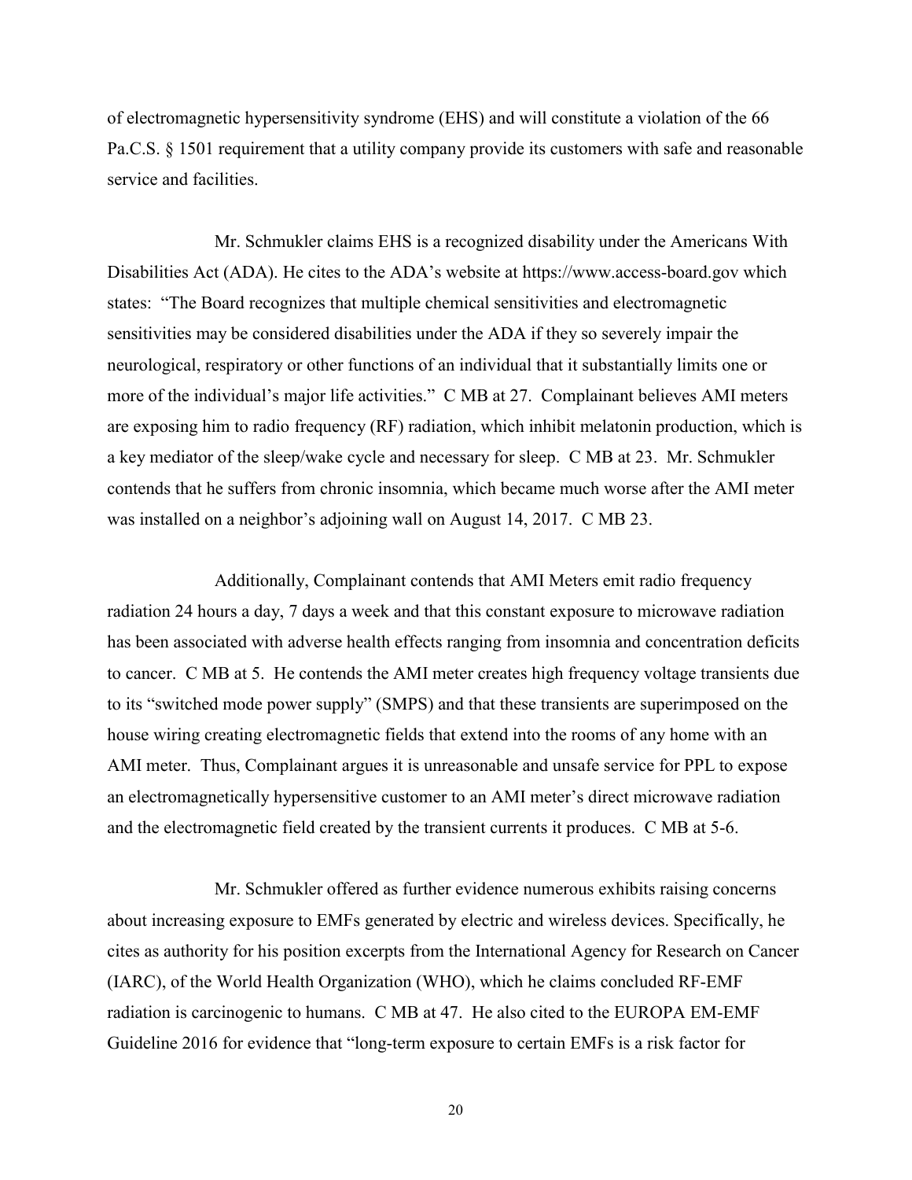of electromagnetic hypersensitivity syndrome (EHS) and will constitute a violation of the 66 Pa.C.S. § 1501 requirement that a utility company provide its customers with safe and reasonable service and facilities.

Mr. Schmukler claims EHS is a recognized disability under the Americans With Disabilities Act (ADA). He cites to the ADA's website at https://www.access-board.gov which states: "The Board recognizes that multiple chemical sensitivities and electromagnetic sensitivities may be considered disabilities under the ADA if they so severely impair the neurological, respiratory or other functions of an individual that it substantially limits one or more of the individual's major life activities." C MB at 27. Complainant believes AMI meters are exposing him to radio frequency (RF) radiation, which inhibit melatonin production, which is a key mediator of the sleep/wake cycle and necessary for sleep. C MB at 23. Mr. Schmukler contends that he suffers from chronic insomnia, which became much worse after the AMI meter was installed on a neighbor's adjoining wall on August 14, 2017. C MB 23.

Additionally, Complainant contends that AMI Meters emit radio frequency radiation 24 hours a day, 7 days a week and that this constant exposure to microwave radiation has been associated with adverse health effects ranging from insomnia and concentration deficits to cancer. C MB at 5. He contends the AMI meter creates high frequency voltage transients due to its "switched mode power supply" (SMPS) and that these transients are superimposed on the house wiring creating electromagnetic fields that extend into the rooms of any home with an AMI meter. Thus, Complainant argues it is unreasonable and unsafe service for PPL to expose an electromagnetically hypersensitive customer to an AMI meter's direct microwave radiation and the electromagnetic field created by the transient currents it produces. C MB at 5-6.

Mr. Schmukler offered as further evidence numerous exhibits raising concerns about increasing exposure to EMFs generated by electric and wireless devices. Specifically, he cites as authority for his position excerpts from the International Agency for Research on Cancer (IARC), of the World Health Organization (WHO), which he claims concluded RF-EMF radiation is carcinogenic to humans. C MB at 47. He also cited to the EUROPA EM-EMF Guideline 2016 for evidence that "long-term exposure to certain EMFs is a risk factor for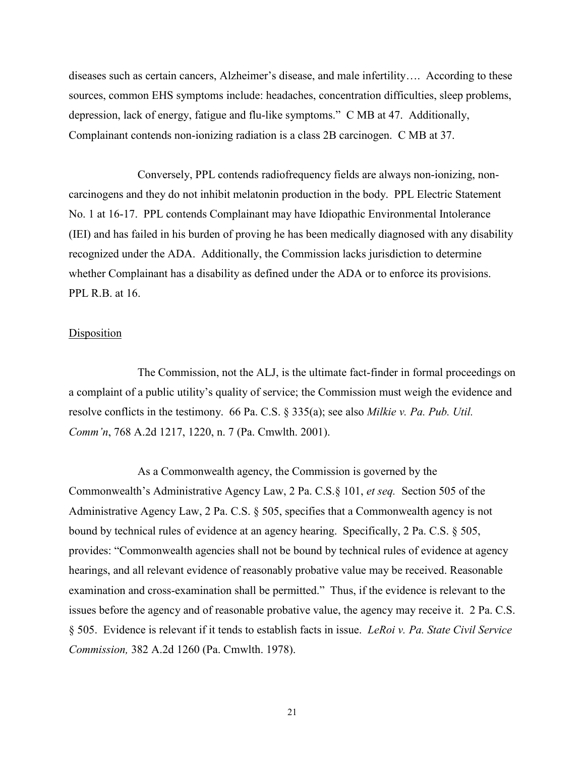diseases such as certain cancers, Alzheimer's disease, and male infertility…. According to these sources, common EHS symptoms include: headaches, concentration difficulties, sleep problems, depression, lack of energy, fatigue and flu-like symptoms." C MB at 47. Additionally, Complainant contends non-ionizing radiation is a class 2B carcinogen. C MB at 37.

Conversely, PPL contends radiofrequency fields are always non-ionizing, non-carcinogens and they do not inhibit melatonin production in the body. PPL Electric Statement No. 1 at 16-17. PPL contends Complainant may have Idiopathic Environmental Intolerance (IEI) and has failed in his burden of proving he has been medically diagnosed with any disability recognized under the ADA. Additionally, the Commission lacks jurisdiction to determine whether Complainant has a disability as defined under the ADA or to enforce its provisions. PPL R.B. at 16.

<u>Disposition</u>

The Commission, not the ALJ, is the ultimate fact-finder in formal proceedings on a complaint of a public utility's quality of service; the Commission must weigh the evidence and resolve conflicts in the testimony. 66 Pa. C.S. § 335(a); see also *Milkie v. Pa. Pub. Util. Comm'n*, 768 A.2d 1217, 1220, n. 7 (Pa. Cmwlth. 2001).

As a Commonwealth agency, the Commission is governed by the Commonwealth's Administrative Agency Law, 2 Pa. C.S.§ 101, *et seq.* Section 505 of the Administrative Agency Law, 2 Pa. C.S. § 505, specifies that a Commonwealth agency is not bound by technical rules of evidence at an agency hearing. Specifically, 2 Pa. C.S. § 505, provides: "Commonwealth agencies shall not be bound by technical rules of evidence at agency hearings, and all relevant evidence of reasonably probative value may be received. Reasonable examination and cross-examination shall be permitted." Thus, if the evidence is relevant to the issues before the agency and of reasonable probative value, the agency may receive it. 2 Pa. C.S. § 505. Evidence is relevant if it tends to establish facts in issue. *LeRoi v. Pa. State Civil Service Commission,* 382 A.2d 1260 (Pa. Cmwlth. 1978).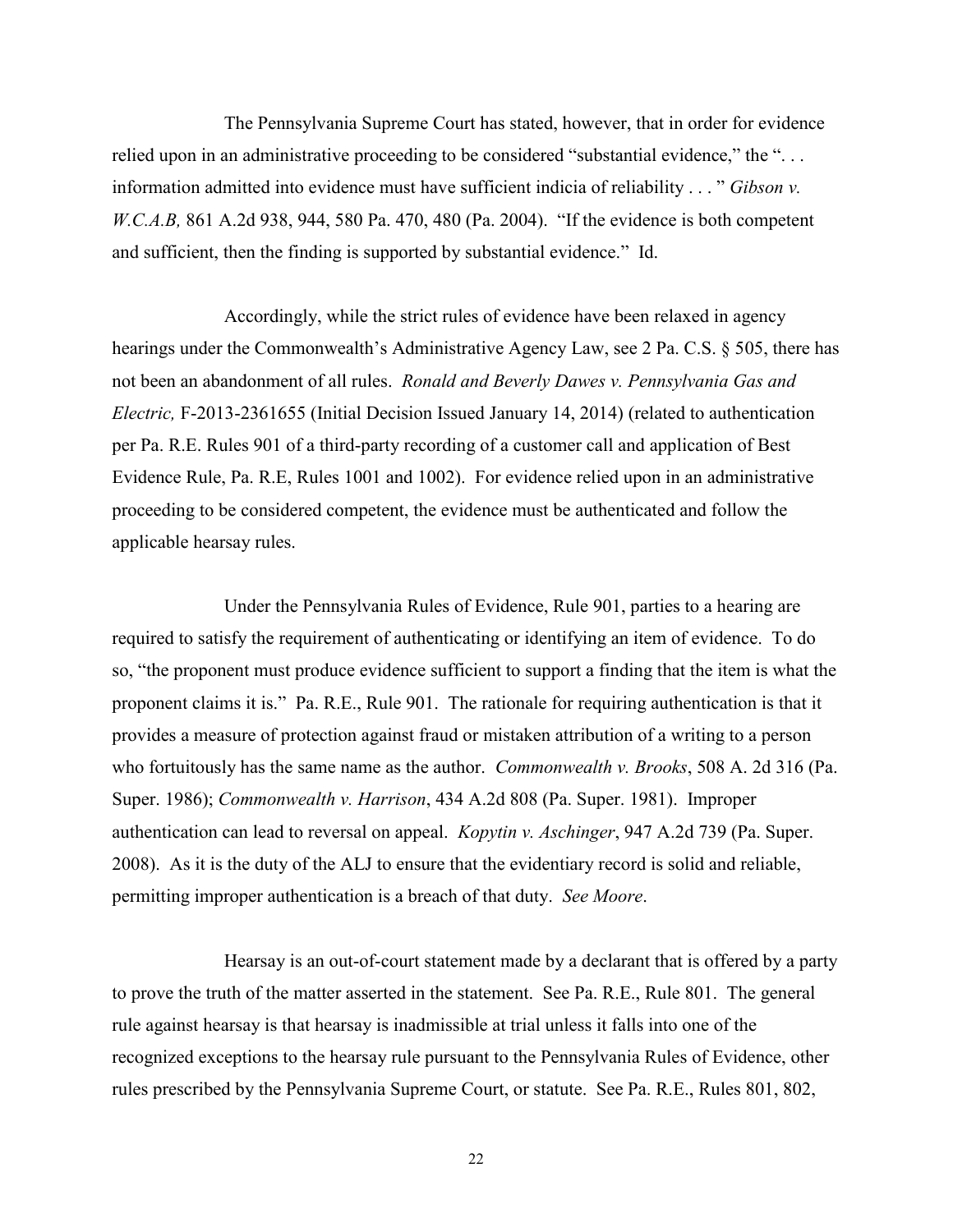The Pennsylvania Supreme Court has stated, however, that in order for evidence relied upon in an administrative proceeding to be considered "substantial evidence," the ". . . information admitted into evidence must have sufficient indicia of reliability . . . " *Gibson v. W.C.A.B,* 861 A.2d 938, 944, 580 Pa. 470, 480 (Pa. 2004). "If the evidence is both competent and sufficient, then the finding is supported by substantial evidence." Id.

Accordingly, while the strict rules of evidence have been relaxed in agency hearings under the Commonwealth's Administrative Agency Law, see 2 Pa. C.S. § 505, there has not been an abandonment of all rules. *Ronald and Beverly Dawes v. Pennsylvania Gas and Electric,* F-2013-2361655 (Initial Decision Issued January 14, 2014) (related to authentication per Pa. R.E. Rules 901 of a third-party recording of a customer call and application of Best Evidence Rule, Pa. R.E, Rules 1001 and 1002). For evidence relied upon in an administrative proceeding to be considered competent, the evidence must be authenticated and follow the applicable hearsay rules.

Under the Pennsylvania Rules of Evidence, Rule 901, parties to a hearing are required to satisfy the requirement of authenticating or identifying an item of evidence. To do so, "the proponent must produce evidence sufficient to support a finding that the item is what the proponent claims it is." Pa. R.E., Rule 901. The rationale for requiring authentication is that it provides a measure of protection against fraud or mistaken attribution of a writing to a person who fortuitously has the same name as the author. *Commonwealth v. Brooks*, 508 A. 2d 316 (Pa. Super. 1986); *Commonwealth v. Harrison*, 434 A.2d 808 (Pa. Super. 1981). Improper authentication can lead to reversal on appeal. *Kopytin v. Aschinger*, 947 A.2d 739 (Pa. Super. 2008). As it is the duty of the ALJ to ensure that the evidentiary record is solid and reliable, permitting improper authentication is a breach of that duty. *See Moore*.

Hearsay is an out-of-court statement made by a declarant that is offered by a party to prove the truth of the matter asserted in the statement. See Pa. R.E., Rule 801. The general rule against hearsay is that hearsay is inadmissible at trial unless it falls into one of the recognized exceptions to the hearsay rule pursuant to the Pennsylvania Rules of Evidence, other rules prescribed by the Pennsylvania Supreme Court, or statute. See Pa. R.E., Rules 801, 802,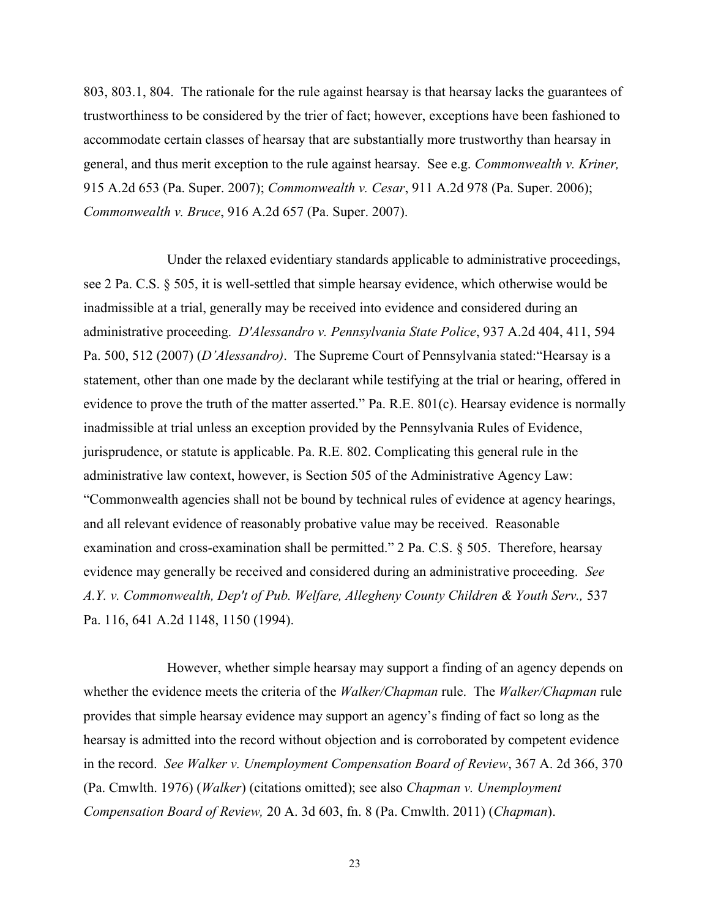803, 803.1, 804. The rationale for the rule against hearsay is that hearsay lacks the guarantees of trustworthiness to be considered by the trier of fact; however, exceptions have been fashioned to accommodate certain classes of hearsay that are substantially more trustworthy than hearsay in general, and thus merit exception to the rule against hearsay. See e.g. *Commonwealth v. Kriner,* 915 A.2d 653 (Pa. Super. 2007); *Commonwealth v. Cesar*, 911 A.2d 978 (Pa. Super. 2006); *Commonwealth v. Bruce*, 916 A.2d 657 (Pa. Super. 2007).

Under the relaxed evidentiary standards applicable to administrative proceedings, see 2 Pa. C.S. § 505, it is well-settled that simple hearsay evidence, which otherwise would be inadmissible at a trial, generally may be received into evidence and considered during an administrative proceeding. *D'Alessandro v. Pennsylvania State Police*, 937 A.2d 404, 411, 594 Pa. 500, 512 (2007) (*D'Alessandro)*. The Supreme Court of Pennsylvania stated:"Hearsay is a statement, other than one made by the declarant while testifying at the trial or hearing, offered in evidence to prove the truth of the matter asserted." Pa. R.E. 801(c). Hearsay evidence is normally inadmissible at trial unless an exception provided by the Pennsylvania Rules of Evidence, jurisprudence, or statute is applicable. Pa. R.E. 802. Complicating this general rule in the administrative law context, however, is Section 505 of the Administrative Agency Law: "Commonwealth agencies shall not be bound by technical rules of evidence at agency hearings, and all relevant evidence of reasonably probative value may be received. Reasonable examination and cross-examination shall be permitted." 2 Pa. C.S. § 505. Therefore, hearsay evidence may generally be received and considered during an administrative proceeding. *See A.Y. v. Commonwealth, Dep't of Pub. Welfare, Allegheny County Children & Youth Serv.,* 537 Pa. 116, 641 A.2d 1148, 1150 (1994).

However, whether simple hearsay may support a finding of an agency depends on whether the evidence meets the criteria of the *Walker/Chapman* rule. The *Walker/Chapman* rule provides that simple hearsay evidence may support an agency's finding of fact so long as the hearsay is admitted into the record without objection and is corroborated by competent evidence in the record. *See Walker v. Unemployment Compensation Board of Review*, 367 A. 2d 366, 370 (Pa. Cmwlth. 1976) (*Walker*) (citations omitted); see also *Chapman v. Unemployment Compensation Board of Review,* 20 A. 3d 603, fn. 8 (Pa. Cmwlth. 2011) (*Chapman*).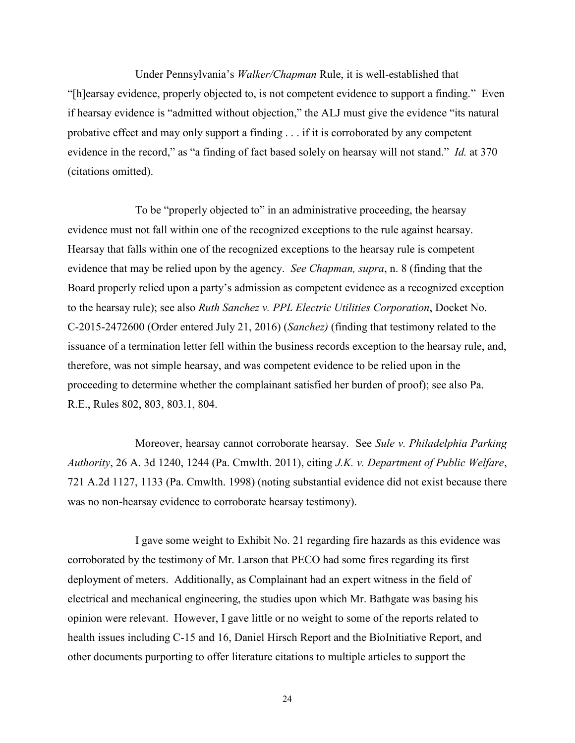Under Pennsylvania's *Walker/Chapman* Rule, it is well-established that "[h]earsay evidence, properly objected to, is not competent evidence to support a finding." Even if hearsay evidence is "admitted without objection," the ALJ must give the evidence "its natural probative effect and may only support a finding . . . if it is corroborated by any competent evidence in the record," as "a finding of fact based solely on hearsay will not stand." *Id.* at 370 (citations omitted).

To be "properly objected to" in an administrative proceeding, the hearsay evidence must not fall within one of the recognized exceptions to the rule against hearsay. Hearsay that falls within one of the recognized exceptions to the hearsay rule is competent evidence that may be relied upon by the agency. *See Chapman, supra*, n. 8 (finding that the Board properly relied upon a party's admission as competent evidence as a recognized exception to the hearsay rule); see also *Ruth Sanchez v. PPL Electric Utilities Corporation*, Docket No. C-2015-2472600 (Order entered July 21, 2016) (*Sanchez)* (finding that testimony related to the issuance of a termination letter fell within the business records exception to the hearsay rule, and, therefore, was not simple hearsay, and was competent evidence to be relied upon in the proceeding to determine whether the complainant satisfied her burden of proof); see also Pa. R.E., Rules 802, 803, 803.1, 804.

Moreover, hearsay cannot corroborate hearsay. See *Sule v. Philadelphia Parking Authority*, 26 A. 3d 1240, 1244 (Pa. Cmwlth. 2011), citing *J.K. v. Department of Public Welfare*, 721 A.2d 1127, 1133 (Pa. Cmwlth. 1998) (noting substantial evidence did not exist because there was no non-hearsay evidence to corroborate hearsay testimony).

I gave some weight to Exhibit No. 21 regarding fire hazards as this evidence was corroborated by the testimony of Mr. Larson that PECO had some fires regarding its first deployment of meters. Additionally, as Complainant had an expert witness in the field of electrical and mechanical engineering, the studies upon which Mr. Bathgate was basing his opinion were relevant. However, I gave little or no weight to some of the reports related to health issues including C-15 and 16, Daniel Hirsch Report and the BioInitiative Report, and other documents purporting to offer literature citations to multiple articles to support the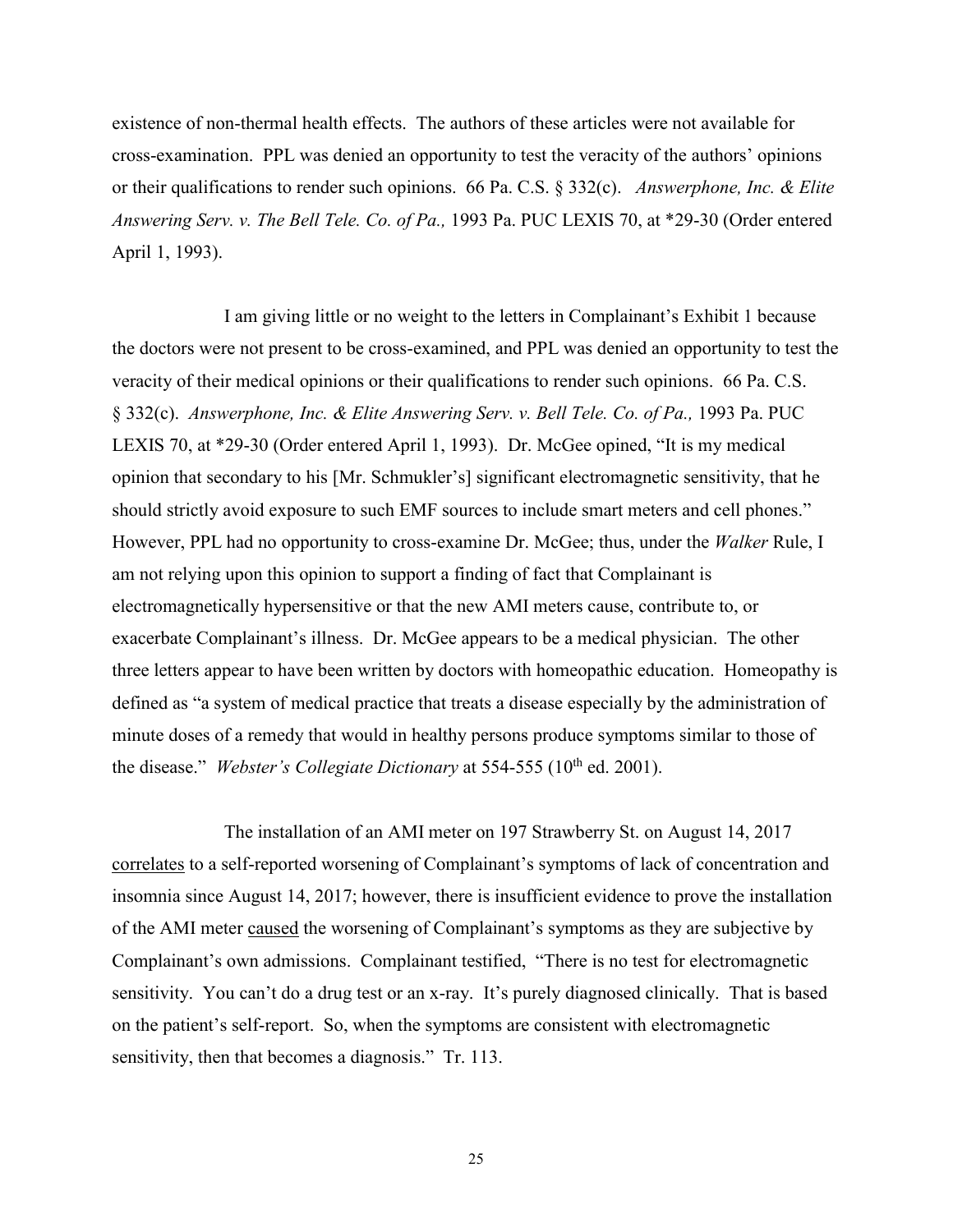existence of non-thermal health effects. The authors of these articles were not available for cross-examination. PPL was denied an opportunity to test the veracity of the authors' opinions or their qualifications to render such opinions. 66 Pa. C.S. § 332(c). *Answerphone, Inc. & Elite Answering Serv. v. The Bell Tele. Co. of Pa.,* 1993 Pa. PUC LEXIS 70, at *29-30 (Order entered April 1, 1993).

I am giving little or no weight to the letters in Complainant's Exhibit 1 because the doctors were not present to be cross-examined, and PPL was denied an opportunity to test the veracity of their medical opinions or their qualifications to render such opinions. 66 Pa. C.S. § 332(c). *Answerphone, Inc. & Elite Answering Serv. v. Bell Tele. Co. of Pa.,* 1993 Pa. PUC LEXIS 70, at *29-30 (Order entered April 1, 1993). Dr. McGee opined, "It is my medical opinion that secondary to his [Mr. Schmukler's] significant electromagnetic sensitivity, that he should strictly avoid exposure to such EMF sources to include smart meters and cell phones." However, PPL had no opportunity to cross-examine Dr. McGee; thus, under the *Walker* Rule, I am not relying upon this opinion to support a finding of fact that Complainant is electromagnetically hypersensitive or that the new AMI meters cause, contribute to, or exacerbate Complainant's illness. Dr. McGee appears to be a medical physician. The other three letters appear to have been written by doctors with homeopathic education. Homeopathy is defined as "a system of medical practice that treats a disease especially by the administration of minute doses of a remedy that would in healthy persons produce symptoms similar to those of the disease." *Webster's Collegiate Dictionary* at 554-555 (10th ed. 2001).

The installation of an AMI meter on 197 Strawberry St. on August 14, 2017 <u>correlates</u> to a self-reported worsening of Complainant's symptoms of lack of concentration and insomnia since August 14, 2017; however, there is insufficient evidence to prove the installation of the AMI meter <u>caused</u> the worsening of Complainant's symptoms as they are subjective by Complainant's own admissions. Complainant testified, "There is no test for electromagnetic sensitivity. You can't do a drug test or an x-ray. It's purely diagnosed clinically. That is based on the patient's self-report. So, when the symptoms are consistent with electromagnetic sensitivity, then that becomes a diagnosis." Tr. 113.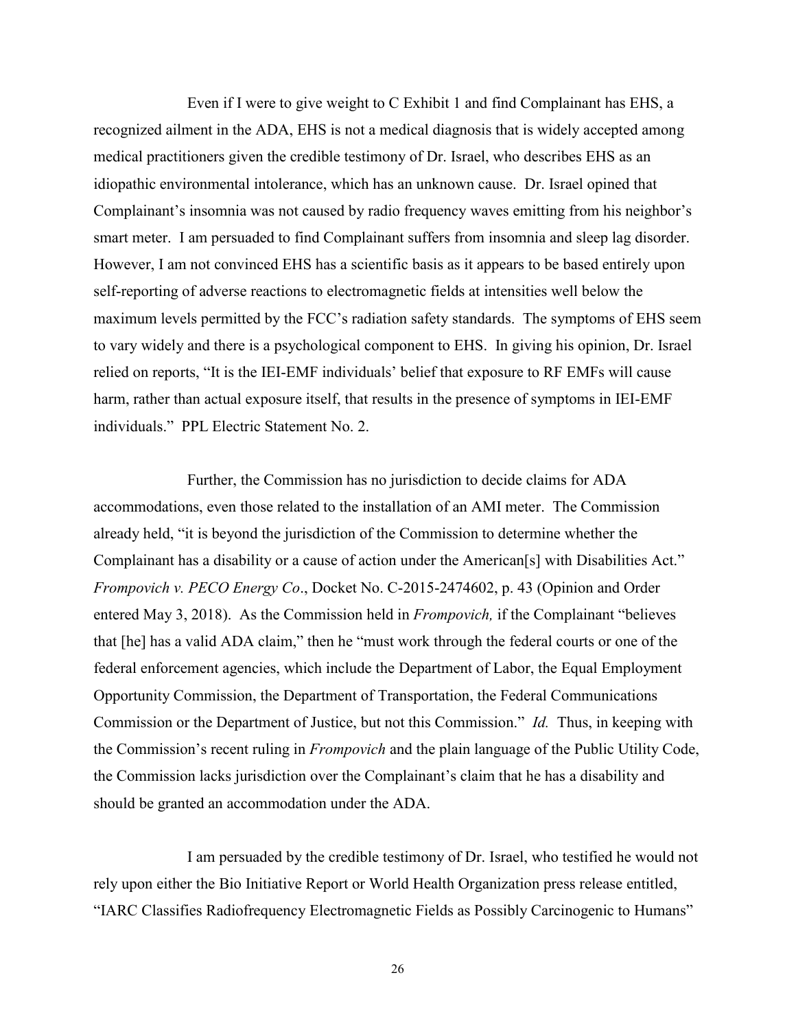Even if I were to give weight to C Exhibit 1 and find Complainant has EHS, a recognized ailment in the ADA, EHS is not a medical diagnosis that is widely accepted among medical practitioners given the credible testimony of Dr. Israel, who describes EHS as an idiopathic environmental intolerance, which has an unknown cause. Dr. Israel opined that Complainant's insomnia was not caused by radio frequency waves emitting from his neighbor's smart meter. I am persuaded to find Complainant suffers from insomnia and sleep lag disorder. However, I am not convinced EHS has a scientific basis as it appears to be based entirely upon self-reporting of adverse reactions to electromagnetic fields at intensities well below the maximum levels permitted by the FCC's radiation safety standards. The symptoms of EHS seem to vary widely and there is a psychological component to EHS. In giving his opinion, Dr. Israel relied on reports, "It is the IEI-EMF individuals' belief that exposure to RF EMFs will cause harm, rather than actual exposure itself, that results in the presence of symptoms in IEI-EMF individuals." PPL Electric Statement No. 2.

Further, the Commission has no jurisdiction to decide claims for ADA accommodations, even those related to the installation of an AMI meter. The Commission already held, "it is beyond the jurisdiction of the Commission to determine whether the Complainant has a disability or a cause of action under the American[s] with Disabilities Act." *Frompovich v. PECO Energy Co*., Docket No. C-2015-2474602, p. 43 (Opinion and Order entered May 3, 2018). As the Commission held in *Frompovich,* if the Complainant "believes that [he] has a valid ADA claim," then he "must work through the federal courts or one of the federal enforcement agencies, which include the Department of Labor, the Equal Employment Opportunity Commission, the Department of Transportation, the Federal Communications Commission or the Department of Justice, but not this Commission." *Id.* Thus, in keeping with the Commission's recent ruling in *Frompovich* and the plain language of the Public Utility Code, the Commission lacks jurisdiction over the Complainant's claim that he has a disability and should be granted an accommodation under the ADA.

I am persuaded by the credible testimony of Dr. Israel, who testified he would not rely upon either the Bio Initiative Report or World Health Organization press release entitled, "IARC Classifies Radiofrequency Electromagnetic Fields as Possibly Carcinogenic to Humans"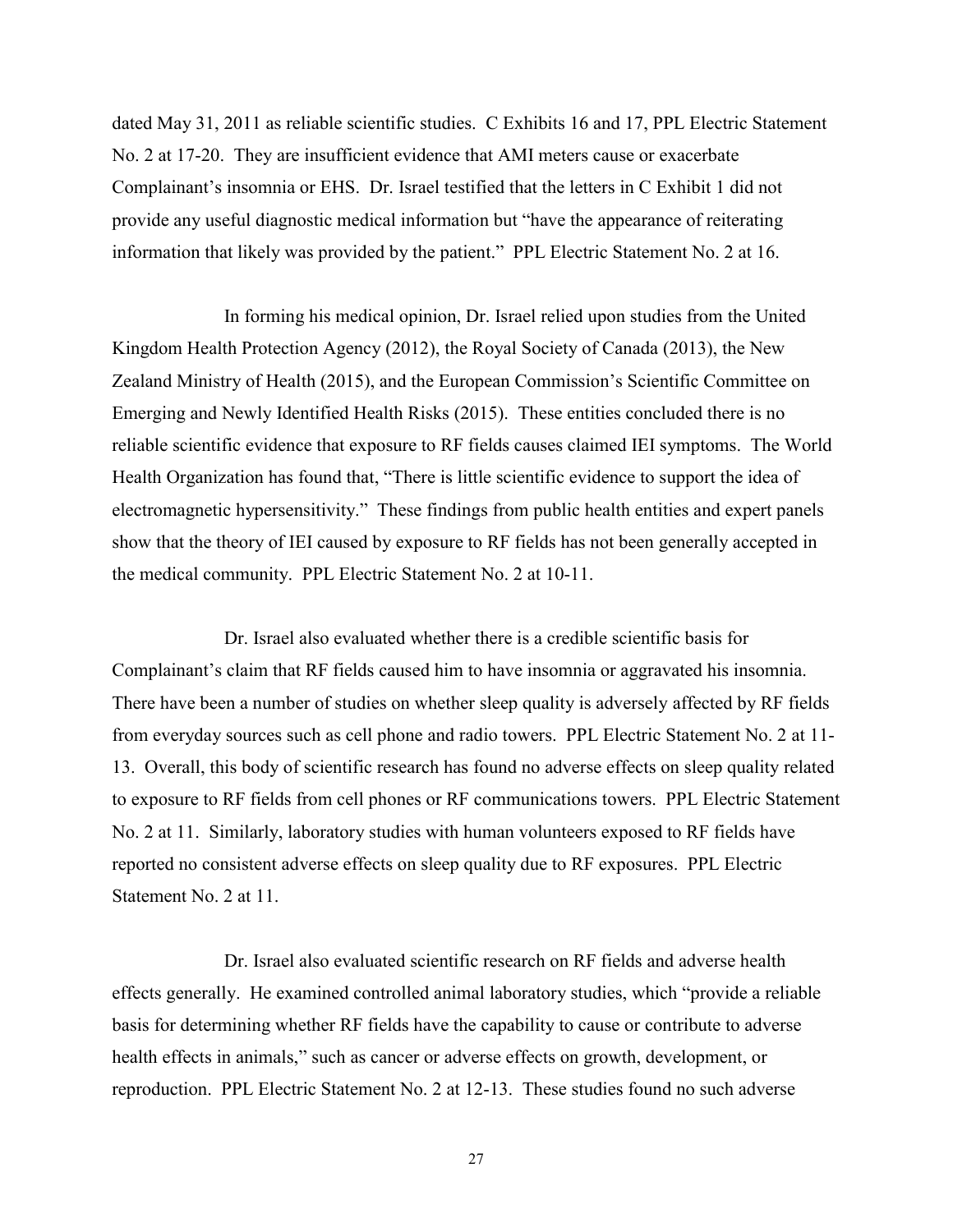dated May 31, 2011 as reliable scientific studies. C Exhibits 16 and 17, PPL Electric Statement No. 2 at 17-20. They are insufficient evidence that AMI meters cause or exacerbate Complainant's insomnia or EHS. Dr. Israel testified that the letters in C Exhibit 1 did not provide any useful diagnostic medical information but "have the appearance of reiterating information that likely was provided by the patient." PPL Electric Statement No. 2 at 16.

In forming his medical opinion, Dr. Israel relied upon studies from the United Kingdom Health Protection Agency (2012), the Royal Society of Canada (2013), the New Zealand Ministry of Health (2015), and the European Commission's Scientific Committee on Emerging and Newly Identified Health Risks (2015). These entities concluded there is no reliable scientific evidence that exposure to RF fields causes claimed IEI symptoms. The World Health Organization has found that, "There is little scientific evidence to support the idea of electromagnetic hypersensitivity." These findings from public health entities and expert panels show that the theory of IEI caused by exposure to RF fields has not been generally accepted in the medical community. PPL Electric Statement No. 2 at 10-11.

Dr. Israel also evaluated whether there is a credible scientific basis for Complainant's claim that RF fields caused him to have insomnia or aggravated his insomnia. There have been a number of studies on whether sleep quality is adversely affected by RF fields from everyday sources such as cell phone and radio towers. PPL Electric Statement No. 2 at 11-13. Overall, this body of scientific research has found no adverse effects on sleep quality related to exposure to RF fields from cell phones or RF communications towers. PPL Electric Statement No. 2 at 11. Similarly, laboratory studies with human volunteers exposed to RF fields have reported no consistent adverse effects on sleep quality due to RF exposures. PPL Electric Statement No. 2 at 11.

Dr. Israel also evaluated scientific research on RF fields and adverse health effects generally. He examined controlled animal laboratory studies, which "provide a reliable basis for determining whether RF fields have the capability to cause or contribute to adverse health effects in animals," such as cancer or adverse effects on growth, development, or reproduction. PPL Electric Statement No. 2 at 12-13. These studies found no such adverse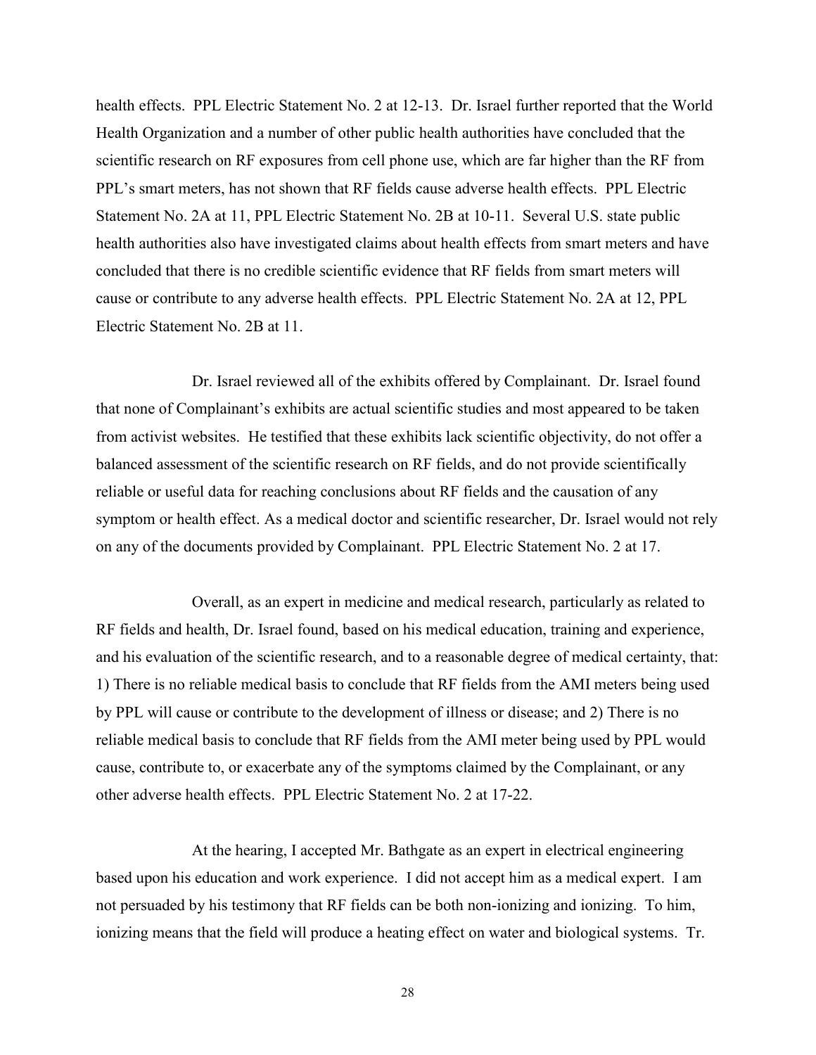health effects. PPL Electric Statement No. 2 at 12-13. Dr. Israel further reported that the World Health Organization and a number of other public health authorities have concluded that the scientific research on RF exposures from cell phone use, which are far higher than the RF from PPL's smart meters, has not shown that RF fields cause adverse health effects. PPL Electric Statement No. 2A at 11, PPL Electric Statement No. 2B at 10-11. Several U.S. state public health authorities also have investigated claims about health effects from smart meters and have concluded that there is no credible scientific evidence that RF fields from smart meters will cause or contribute to any adverse health effects. PPL Electric Statement No. 2A at 12, PPL Electric Statement No. 2B at 11.

Dr. Israel reviewed all of the exhibits offered by Complainant. Dr. Israel found that none of Complainant's exhibits are actual scientific studies and most appeared to be taken from activist websites. He testified that these exhibits lack scientific objectivity, do not offer a balanced assessment of the scientific research on RF fields, and do not provide scientifically reliable or useful data for reaching conclusions about RF fields and the causation of any symptom or health effect. As a medical doctor and scientific researcher, Dr. Israel would not rely on any of the documents provided by Complainant. PPL Electric Statement No. 2 at 17.

Overall, as an expert in medicine and medical research, particularly as related to RF fields and health, Dr. Israel found, based on his medical education, training and experience, and his evaluation of the scientific research, and to a reasonable degree of medical certainty, that: 1) There is no reliable medical basis to conclude that RF fields from the AMI meters being used by PPL will cause or contribute to the development of illness or disease; and 2) There is no reliable medical basis to conclude that RF fields from the AMI meter being used by PPL would cause, contribute to, or exacerbate any of the symptoms claimed by the Complainant, or any other adverse health effects. PPL Electric Statement No. 2 at 17-22.

At the hearing, I accepted Mr. Bathgate as an expert in electrical engineering based upon his education and work experience. I did not accept him as a medical expert. I am not persuaded by his testimony that RF fields can be both non-ionizing and ionizing. To him, ionizing means that the field will produce a heating effect on water and biological systems. Tr.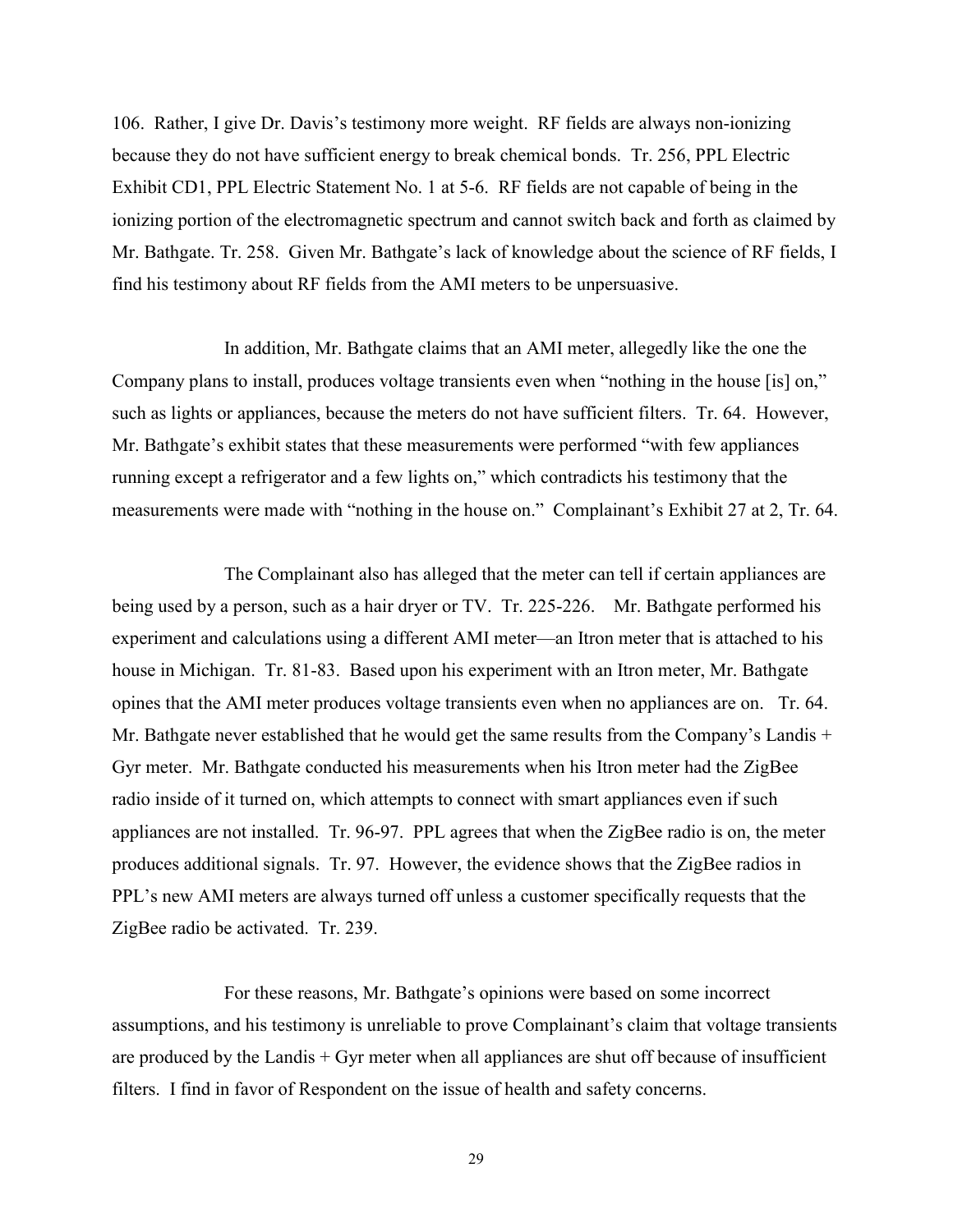106. Rather, I give Dr. Davis's testimony more weight. RF fields are always non-ionizing because they do not have sufficient energy to break chemical bonds. Tr. 256, PPL Electric Exhibit CD1, PPL Electric Statement No. 1 at 5-6. RF fields are not capable of being in the ionizing portion of the electromagnetic spectrum and cannot switch back and forth as claimed by Mr. Bathgate. Tr. 258. Given Mr. Bathgate's lack of knowledge about the science of RF fields, I find his testimony about RF fields from the AMI meters to be unpersuasive.

In addition, Mr. Bathgate claims that an AMI meter, allegedly like the one the Company plans to install, produces voltage transients even when "nothing in the house [is] on," such as lights or appliances, because the meters do not have sufficient filters. Tr. 64. However, Mr. Bathgate's exhibit states that these measurements were performed "with few appliances running except a refrigerator and a few lights on," which contradicts his testimony that the measurements were made with "nothing in the house on." Complainant's Exhibit 27 at 2, Tr. 64.

The Complainant also has alleged that the meter can tell if certain appliances are being used by a person, such as a hair dryer or TV. Tr. 225-226. Mr. Bathgate performed his experiment and calculations using a different AMI meter—an Itron meter that is attached to his house in Michigan. Tr. 81-83. Based upon his experiment with an Itron meter, Mr. Bathgate opines that the AMI meter produces voltage transients even when no appliances are on. Tr. 64. Mr. Bathgate never established that he would get the same results from the Company's Landis + Gyr meter. Mr. Bathgate conducted his measurements when his Itron meter had the ZigBee radio inside of it turned on, which attempts to connect with smart appliances even if such appliances are not installed. Tr. 96-97. PPL agrees that when the ZigBee radio is on, the meter produces additional signals. Tr. 97. However, the evidence shows that the ZigBee radios in PPL's new AMI meters are always turned off unless a customer specifically requests that the ZigBee radio be activated. Tr. 239.

For these reasons, Mr. Bathgate's opinions were based on some incorrect assumptions, and his testimony is unreliable to prove Complainant's claim that voltage transients are produced by the Landis + Gyr meter when all appliances are shut off because of insufficient filters. I find in favor of Respondent on the issue of health and safety concerns.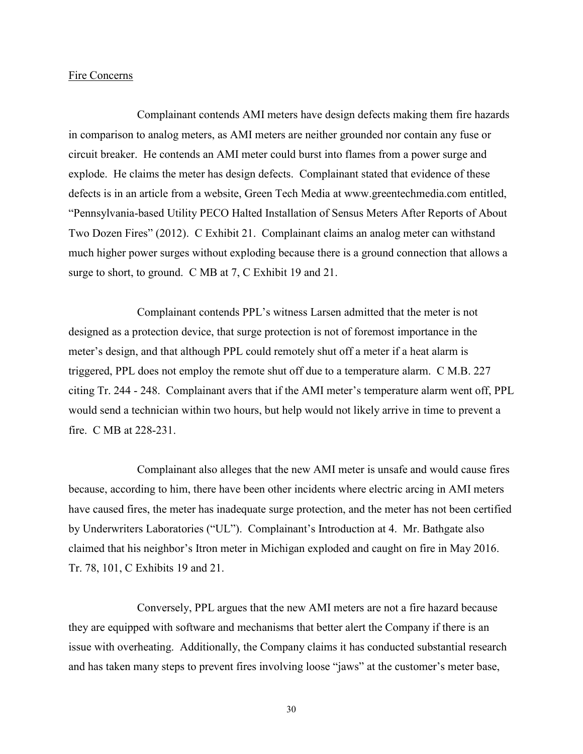<u>Fire Concerns</u>

Complainant contends AMI meters have design defects making them fire hazards in comparison to analog meters, as AMI meters are neither grounded nor contain any fuse or circuit breaker. He contends an AMI meter could burst into flames from a power surge and explode. He claims the meter has design defects. Complainant stated that evidence of these defects is in an article from a website, Green Tech Media at www.greentechmedia.com entitled, "Pennsylvania-based Utility PECO Halted Installation of Sensus Meters After Reports of About Two Dozen Fires" (2012). C Exhibit 21. Complainant claims an analog meter can withstand much higher power surges without exploding because there is a ground connection that allows a surge to short, to ground. C MB at 7, C Exhibit 19 and 21.

Complainant contends PPL's witness Larsen admitted that the meter is not designed as a protection device, that surge protection is not of foremost importance in the meter's design, and that although PPL could remotely shut off a meter if a heat alarm is triggered, PPL does not employ the remote shut off due to a temperature alarm. C M.B. 227 citing Tr. 244 - 248. Complainant avers that if the AMI meter's temperature alarm went off, PPL would send a technician within two hours, but help would not likely arrive in time to prevent a fire. C MB at 228-231.

Complainant also alleges that the new AMI meter is unsafe and would cause fires because, according to him, there have been other incidents where electric arcing in AMI meters have caused fires, the meter has inadequate surge protection, and the meter has not been certified by Underwriters Laboratories ("UL"). Complainant's Introduction at 4. Mr. Bathgate also claimed that his neighbor's Itron meter in Michigan exploded and caught on fire in May 2016. Tr. 78, 101, C Exhibits 19 and 21.

Conversely, PPL argues that the new AMI meters are not a fire hazard because they are equipped with software and mechanisms that better alert the Company if there is an issue with overheating. Additionally, the Company claims it has conducted substantial research and has taken many steps to prevent fires involving loose "jaws" at the customer's meter base,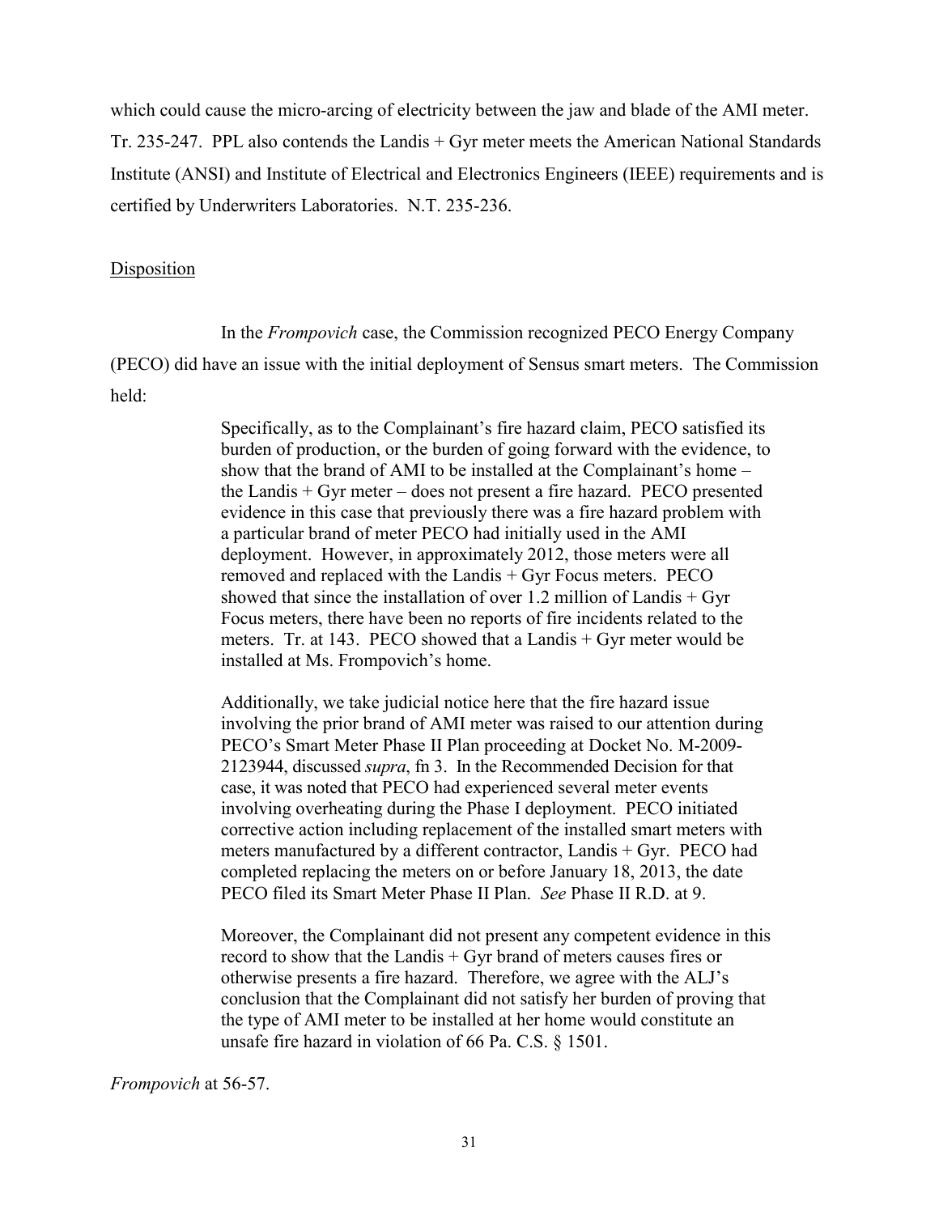which could cause the micro-arcing of electricity between the jaw and blade of the AMI meter. Tr. 235-247. PPL also contends the Landis + Gyr meter meets the American National Standards Institute (ANSI) and Institute of Electrical and Electronics Engineers (IEEE) requirements and is certified by Underwriters Laboratories. N.T. 235-236.

Disposition

In the *Frompovich* case, the Commission recognized PECO Energy Company (PECO) did have an issue with the initial deployment of Sensus smart meters. The Commission held:

> Specifically, as to the Complainant's fire hazard claim, PECO satisfied its burden of production, or the burden of going forward with the evidence, to show that the brand of AMI to be installed at the Complainant's home – the Landis + Gyr meter – does not present a fire hazard. PECO presented evidence in this case that previously there was a fire hazard problem with a particular brand of meter PECO had initially used in the AMI deployment. However, in approximately 2012, those meters were all removed and replaced with the Landis + Gyr Focus meters. PECO showed that since the installation of over 1.2 million of Landis + Gyr Focus meters, there have been no reports of fire incidents related to the meters. Tr. at 143. PECO showed that a Landis + Gyr meter would be installed at Ms. Frompovich's home.
>
> Additionally, we take judicial notice here that the fire hazard issue involving the prior brand of AMI meter was raised to our attention during PECO's Smart Meter Phase II Plan proceeding at Docket No. M-2009-2123944, discussed *supra*, fn 3. In the Recommended Decision for that case, it was noted that PECO had experienced several meter events involving overheating during the Phase I deployment. PECO initiated corrective action including replacement of the installed smart meters with meters manufactured by a different contractor, Landis + Gyr. PECO had completed replacing the meters on or before January 18, 2013, the date PECO filed its Smart Meter Phase II Plan. *See* Phase II R.D. at 9.
>
> Moreover, the Complainant did not present any competent evidence in this record to show that the Landis + Gyr brand of meters causes fires or otherwise presents a fire hazard. Therefore, we agree with the ALJ's conclusion that the Complainant did not satisfy her burden of proving that the type of AMI meter to be installed at her home would constitute an unsafe fire hazard in violation of 66 Pa. C.S. § 1501.

*Frompovich* at 56-57.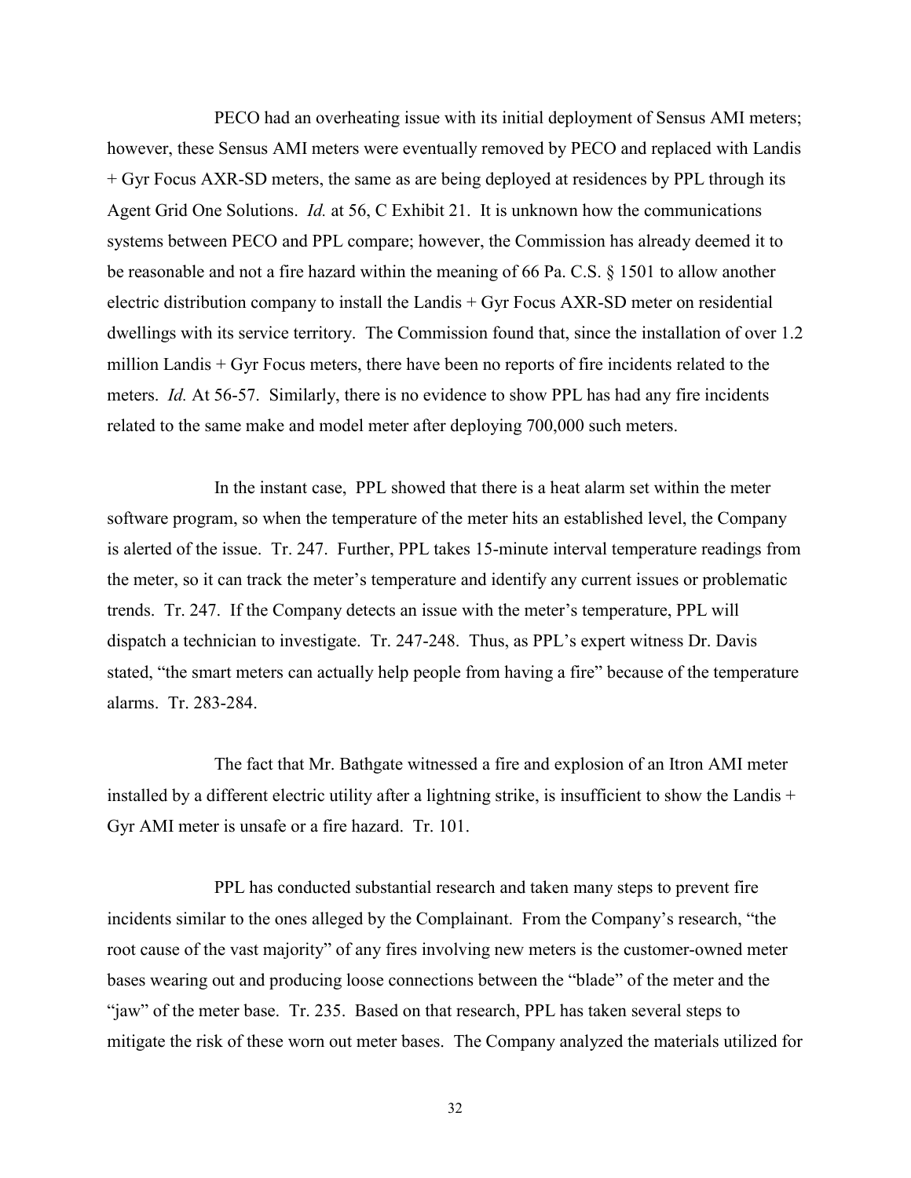PECO had an overheating issue with its initial deployment of Sensus AMI meters; however, these Sensus AMI meters were eventually removed by PECO and replaced with Landis + Gyr Focus AXR-SD meters, the same as are being deployed at residences by PPL through its Agent Grid One Solutions. *Id.* at 56, C Exhibit 21. It is unknown how the communications systems between PECO and PPL compare; however, the Commission has already deemed it to be reasonable and not a fire hazard within the meaning of 66 Pa. C.S. § 1501 to allow another electric distribution company to install the Landis + Gyr Focus AXR-SD meter on residential dwellings with its service territory. The Commission found that, since the installation of over 1.2 million Landis + Gyr Focus meters, there have been no reports of fire incidents related to the meters. *Id.* At 56-57. Similarly, there is no evidence to show PPL has had any fire incidents related to the same make and model meter after deploying 700,000 such meters.

In the instant case, PPL showed that there is a heat alarm set within the meter software program, so when the temperature of the meter hits an established level, the Company is alerted of the issue. Tr. 247. Further, PPL takes 15-minute interval temperature readings from the meter, so it can track the meter's temperature and identify any current issues or problematic trends. Tr. 247. If the Company detects an issue with the meter's temperature, PPL will dispatch a technician to investigate. Tr. 247-248. Thus, as PPL's expert witness Dr. Davis stated, "the smart meters can actually help people from having a fire" because of the temperature alarms. Tr. 283-284.

The fact that Mr. Bathgate witnessed a fire and explosion of an Itron AMI meter installed by a different electric utility after a lightning strike, is insufficient to show the Landis + Gyr AMI meter is unsafe or a fire hazard. Tr. 101.

PPL has conducted substantial research and taken many steps to prevent fire incidents similar to the ones alleged by the Complainant. From the Company's research, "the root cause of the vast majority" of any fires involving new meters is the customer-owned meter bases wearing out and producing loose connections between the "blade" of the meter and the "jaw" of the meter base. Tr. 235. Based on that research, PPL has taken several steps to mitigate the risk of these worn out meter bases. The Company analyzed the materials utilized for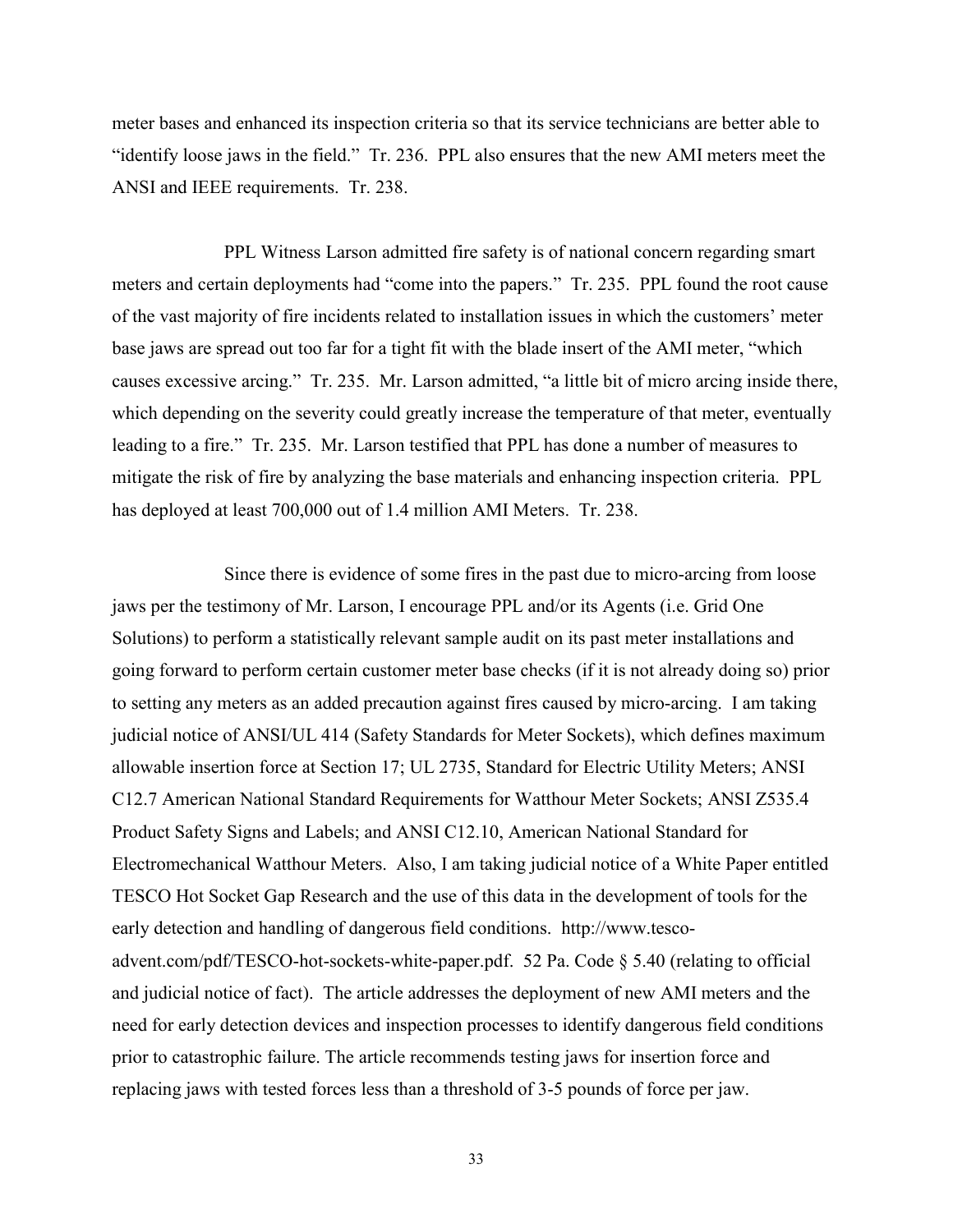meter bases and enhanced its inspection criteria so that its service technicians are better able to "identify loose jaws in the field." Tr. 236. PPL also ensures that the new AMI meters meet the ANSI and IEEE requirements. Tr. 238.

PPL Witness Larson admitted fire safety is of national concern regarding smart meters and certain deployments had "come into the papers." Tr. 235. PPL found the root cause of the vast majority of fire incidents related to installation issues in which the customers' meter base jaws are spread out too far for a tight fit with the blade insert of the AMI meter, "which causes excessive arcing." Tr. 235. Mr. Larson admitted, "a little bit of micro arcing inside there, which depending on the severity could greatly increase the temperature of that meter, eventually leading to a fire." Tr. 235. Mr. Larson testified that PPL has done a number of measures to mitigate the risk of fire by analyzing the base materials and enhancing inspection criteria. PPL has deployed at least 700,000 out of 1.4 million AMI Meters. Tr. 238.

Since there is evidence of some fires in the past due to micro-arcing from loose jaws per the testimony of Mr. Larson, I encourage PPL and/or its Agents (i.e. Grid One Solutions) to perform a statistically relevant sample audit on its past meter installations and going forward to perform certain customer meter base checks (if it is not already doing so) prior to setting any meters as an added precaution against fires caused by micro-arcing. I am taking judicial notice of ANSI/UL 414 (Safety Standards for Meter Sockets), which defines maximum allowable insertion force at Section 17; UL 2735, Standard for Electric Utility Meters; ANSI C12.7 American National Standard Requirements for Watthour Meter Sockets; ANSI Z535.4 Product Safety Signs and Labels; and ANSI C12.10, American National Standard for Electromechanical Watthour Meters. Also, I am taking judicial notice of a White Paper entitled TESCO Hot Socket Gap Research and the use of this data in the development of tools for the early detection and handling of dangerous field conditions. http://www.tesco-advent.com/pdf/TESCO-hot-sockets-white-paper.pdf. 52 Pa. Code § 5.40 (relating to official and judicial notice of fact). The article addresses the deployment of new AMI meters and the need for early detection devices and inspection processes to identify dangerous field conditions prior to catastrophic failure. The article recommends testing jaws for insertion force and replacing jaws with tested forces less than a threshold of 3-5 pounds of force per jaw.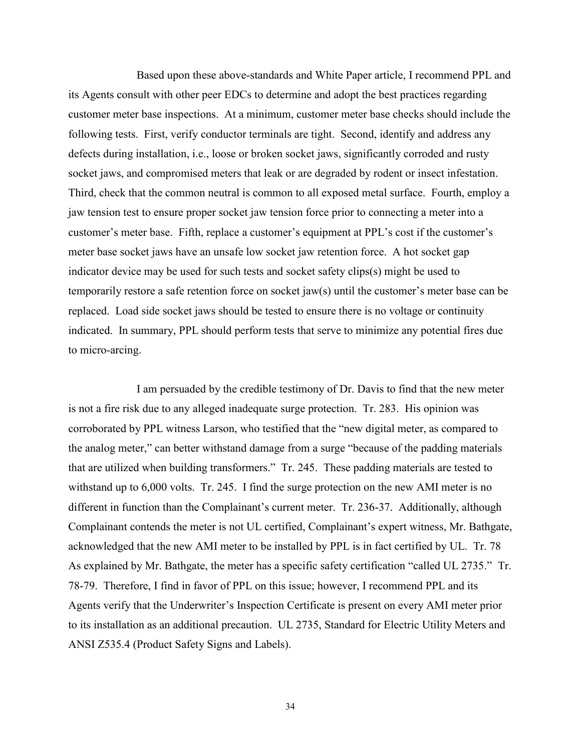Based upon these above-standards and White Paper article, I recommend PPL and its Agents consult with other peer EDCs to determine and adopt the best practices regarding customer meter base inspections. At a minimum, customer meter base checks should include the following tests. First, verify conductor terminals are tight. Second, identify and address any defects during installation, i.e., loose or broken socket jaws, significantly corroded and rusty socket jaws, and compromised meters that leak or are degraded by rodent or insect infestation. Third, check that the common neutral is common to all exposed metal surface. Fourth, employ a jaw tension test to ensure proper socket jaw tension force prior to connecting a meter into a customer's meter base. Fifth, replace a customer's equipment at PPL's cost if the customer's meter base socket jaws have an unsafe low socket jaw retention force. A hot socket gap indicator device may be used for such tests and socket safety clips(s) might be used to temporarily restore a safe retention force on socket jaw(s) until the customer's meter base can be replaced. Load side socket jaws should be tested to ensure there is no voltage or continuity indicated. In summary, PPL should perform tests that serve to minimize any potential fires due to micro-arcing.

I am persuaded by the credible testimony of Dr. Davis to find that the new meter is not a fire risk due to any alleged inadequate surge protection. Tr. 283. His opinion was corroborated by PPL witness Larson, who testified that the "new digital meter, as compared to the analog meter," can better withstand damage from a surge "because of the padding materials that are utilized when building transformers." Tr. 245. These padding materials are tested to withstand up to 6,000 volts. Tr. 245. I find the surge protection on the new AMI meter is no different in function than the Complainant's current meter. Tr. 236-37. Additionally, although Complainant contends the meter is not UL certified, Complainant's expert witness, Mr. Bathgate, acknowledged that the new AMI meter to be installed by PPL is in fact certified by UL. Tr. 78 As explained by Mr. Bathgate, the meter has a specific safety certification "called UL 2735." Tr. 78-79. Therefore, I find in favor of PPL on this issue; however, I recommend PPL and its Agents verify that the Underwriter's Inspection Certificate is present on every AMI meter prior to its installation as an additional precaution. UL 2735, Standard for Electric Utility Meters and ANSI Z535.4 (Product Safety Signs and Labels).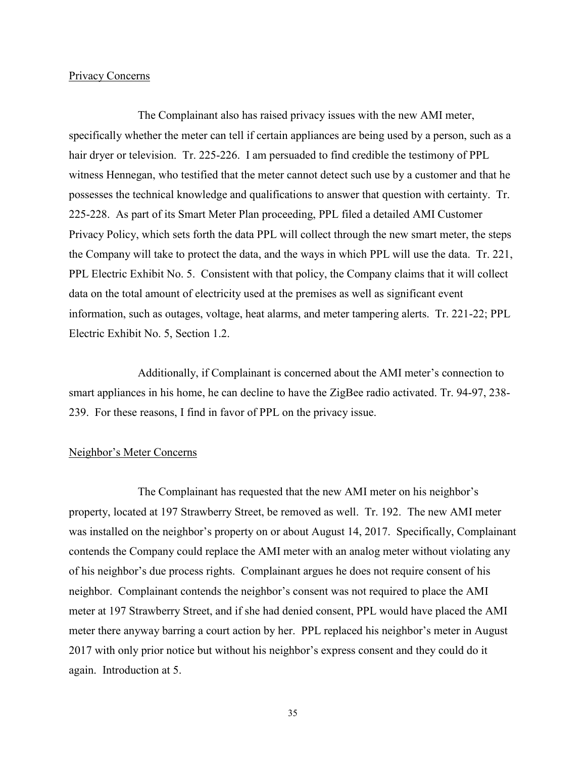Privacy Concerns

The Complainant also has raised privacy issues with the new AMI meter, specifically whether the meter can tell if certain appliances are being used by a person, such as a hair dryer or television. Tr. 225-226. I am persuaded to find credible the testimony of PPL witness Hennegan, who testified that the meter cannot detect such use by a customer and that he possesses the technical knowledge and qualifications to answer that question with certainty. Tr. 225-228. As part of its Smart Meter Plan proceeding, PPL filed a detailed AMI Customer Privacy Policy, which sets forth the data PPL will collect through the new smart meter, the steps the Company will take to protect the data, and the ways in which PPL will use the data. Tr. 221, PPL Electric Exhibit No. 5. Consistent with that policy, the Company claims that it will collect data on the total amount of electricity used at the premises as well as significant event information, such as outages, voltage, heat alarms, and meter tampering alerts. Tr. 221-22; PPL Electric Exhibit No. 5, Section 1.2.

Additionally, if Complainant is concerned about the AMI meter's connection to smart appliances in his home, he can decline to have the ZigBee radio activated. Tr. 94-97, 238-239. For these reasons, I find in favor of PPL on the privacy issue.

Neighbor's Meter Concerns

The Complainant has requested that the new AMI meter on his neighbor's property, located at 197 Strawberry Street, be removed as well. Tr. 192. The new AMI meter was installed on the neighbor's property on or about August 14, 2017. Specifically, Complainant contends the Company could replace the AMI meter with an analog meter without violating any of his neighbor's due process rights. Complainant argues he does not require consent of his neighbor. Complainant contends the neighbor's consent was not required to place the AMI meter at 197 Strawberry Street, and if she had denied consent, PPL would have placed the AMI meter there anyway barring a court action by her. PPL replaced his neighbor's meter in August 2017 with only prior notice but without his neighbor's express consent and they could do it again. Introduction at 5.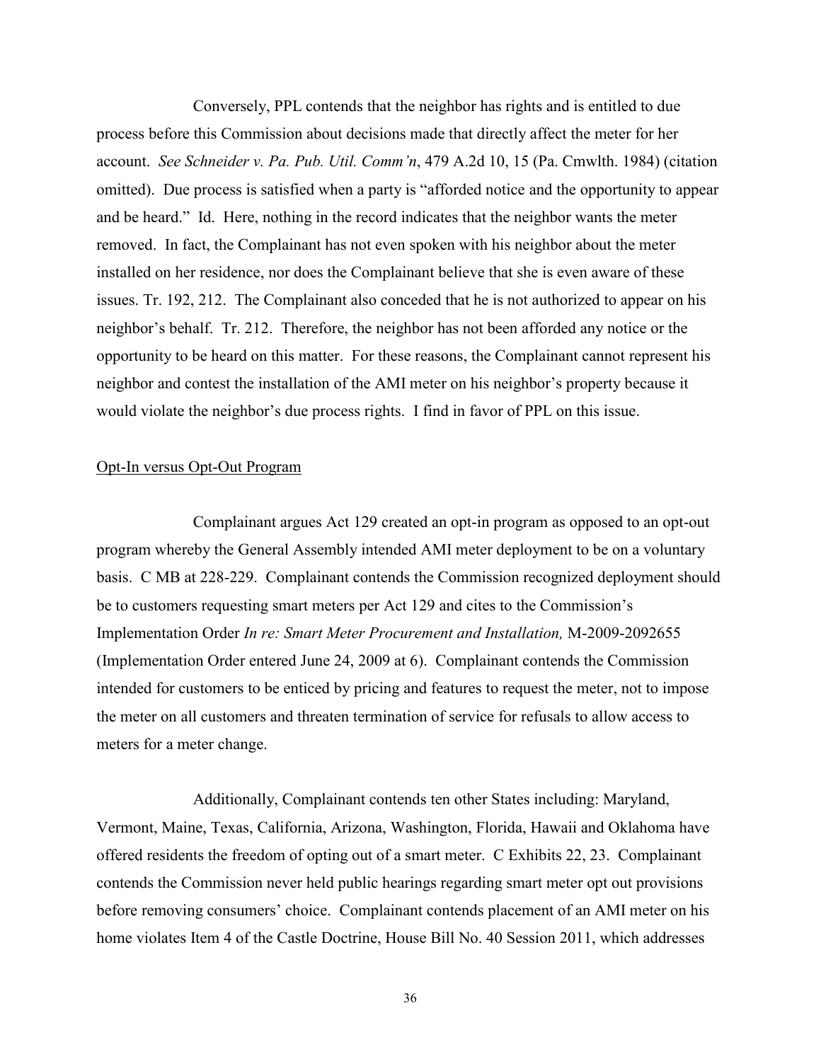Conversely, PPL contends that the neighbor has rights and is entitled to due process before this Commission about decisions made that directly affect the meter for her account. *See Schneider v. Pa. Pub. Util. Comm'n*, 479 A.2d 10, 15 (Pa. Cmwlth. 1984) (citation omitted). Due process is satisfied when a party is "afforded notice and the opportunity to appear and be heard." Id. Here, nothing in the record indicates that the neighbor wants the meter removed. In fact, the Complainant has not even spoken with his neighbor about the meter installed on her residence, nor does the Complainant believe that she is even aware of these issues. Tr. 192, 212. The Complainant also conceded that he is not authorized to appear on his neighbor's behalf. Tr. 212. Therefore, the neighbor has not been afforded any notice or the opportunity to be heard on this matter. For these reasons, the Complainant cannot represent his neighbor and contest the installation of the AMI meter on his neighbor's property because it would violate the neighbor's due process rights. I find in favor of PPL on this issue.

<u>Opt-In versus Opt-Out Program</u>

Complainant argues Act 129 created an opt-in program as opposed to an opt-out program whereby the General Assembly intended AMI meter deployment to be on a voluntary basis. C MB at 228-229. Complainant contends the Commission recognized deployment should be to customers requesting smart meters per Act 129 and cites to the Commission's Implementation Order *In re: Smart Meter Procurement and Installation,* M-2009-2092655 (Implementation Order entered June 24, 2009 at 6). Complainant contends the Commission intended for customers to be enticed by pricing and features to request the meter, not to impose the meter on all customers and threaten termination of service for refusals to allow access to meters for a meter change.

Additionally, Complainant contends ten other States including: Maryland, Vermont, Maine, Texas, California, Arizona, Washington, Florida, Hawaii and Oklahoma have offered residents the freedom of opting out of a smart meter. C Exhibits 22, 23. Complainant contends the Commission never held public hearings regarding smart meter opt out provisions before removing consumers' choice. Complainant contends placement of an AMI meter on his home violates Item 4 of the Castle Doctrine, House Bill No. 40 Session 2011, which addresses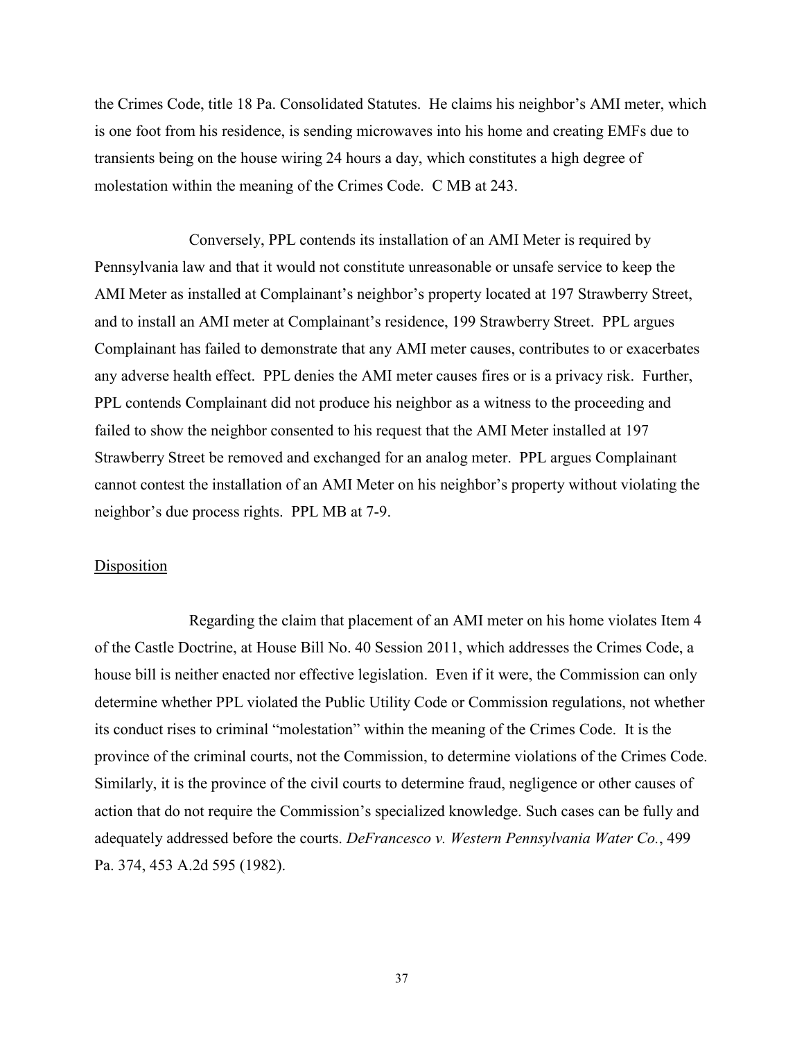the Crimes Code, title 18 Pa. Consolidated Statutes. He claims his neighbor's AMI meter, which is one foot from his residence, is sending microwaves into his home and creating EMFs due to transients being on the house wiring 24 hours a day, which constitutes a high degree of molestation within the meaning of the Crimes Code. C MB at 243.

Conversely, PPL contends its installation of an AMI Meter is required by Pennsylvania law and that it would not constitute unreasonable or unsafe service to keep the AMI Meter as installed at Complainant's neighbor's property located at 197 Strawberry Street, and to install an AMI meter at Complainant's residence, 199 Strawberry Street. PPL argues Complainant has failed to demonstrate that any AMI meter causes, contributes to or exacerbates any adverse health effect. PPL denies the AMI meter causes fires or is a privacy risk. Further, PPL contends Complainant did not produce his neighbor as a witness to the proceeding and failed to show the neighbor consented to his request that the AMI Meter installed at 197 Strawberry Street be removed and exchanged for an analog meter. PPL argues Complainant cannot contest the installation of an AMI Meter on his neighbor's property without violating the neighbor's due process rights. PPL MB at 7-9.

<u>Disposition</u>

Regarding the claim that placement of an AMI meter on his home violates Item 4 of the Castle Doctrine, at House Bill No. 40 Session 2011, which addresses the Crimes Code, a house bill is neither enacted nor effective legislation. Even if it were, the Commission can only determine whether PPL violated the Public Utility Code or Commission regulations, not whether its conduct rises to criminal "molestation" within the meaning of the Crimes Code. It is the province of the criminal courts, not the Commission, to determine violations of the Crimes Code. Similarly, it is the province of the civil courts to determine fraud, negligence or other causes of action that do not require the Commission's specialized knowledge. Such cases can be fully and adequately addressed before the courts. *DeFrancesco v. Western Pennsylvania Water Co.*, 499 Pa. 374, 453 A.2d 595 (1982).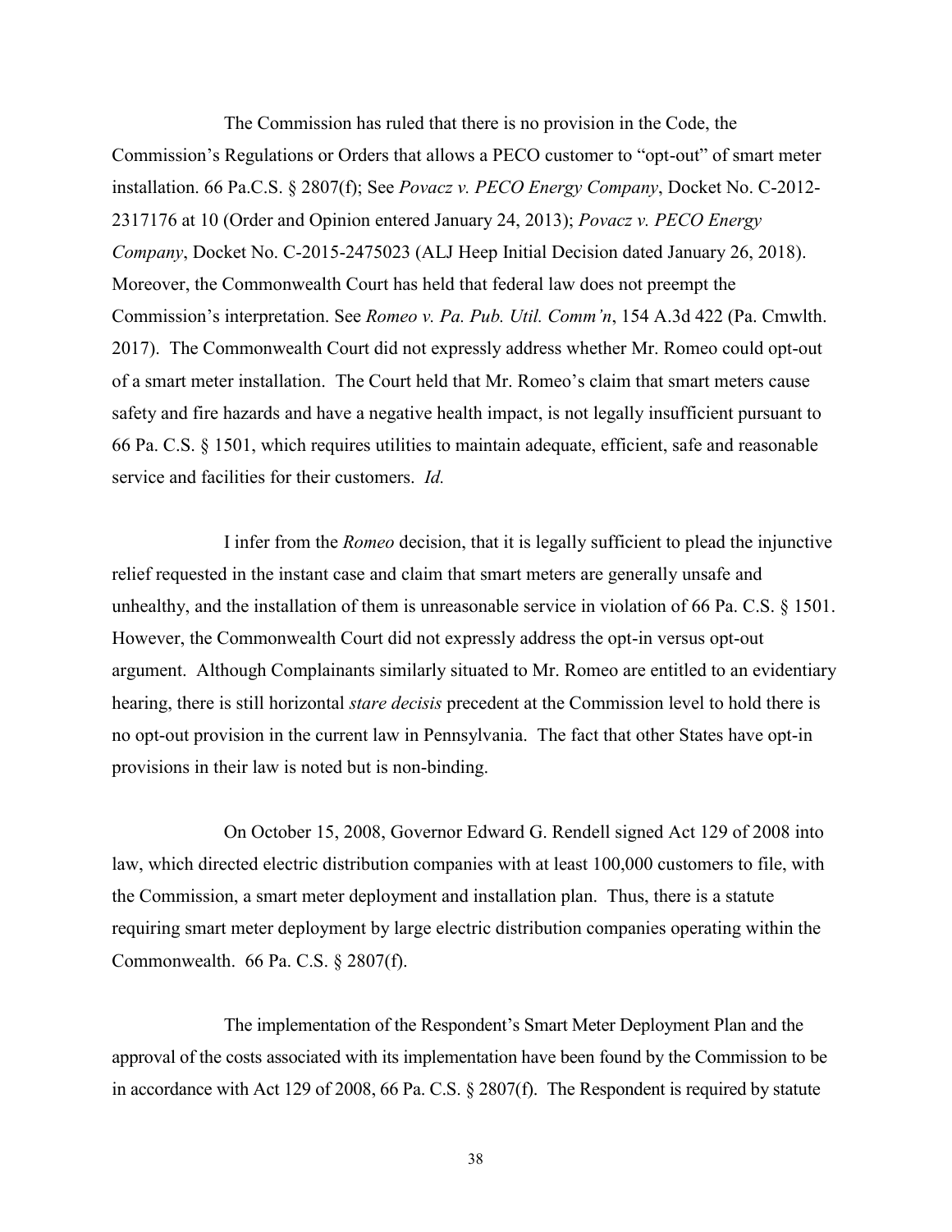The Commission has ruled that there is no provision in the Code, the Commission's Regulations or Orders that allows a PECO customer to "opt-out" of smart meter installation. 66 Pa.C.S. § 2807(f); See *Povacz v. PECO Energy Company*, Docket No. C-2012-2317176 at 10 (Order and Opinion entered January 24, 2013); *Povacz v. PECO Energy Company*, Docket No. C-2015-2475023 (ALJ Heep Initial Decision dated January 26, 2018). Moreover, the Commonwealth Court has held that federal law does not preempt the Commission's interpretation. See *Romeo v. Pa. Pub. Util. Comm'n*, 154 A.3d 422 (Pa. Cmwlth. 2017). The Commonwealth Court did not expressly address whether Mr. Romeo could opt-out of a smart meter installation. The Court held that Mr. Romeo's claim that smart meters cause safety and fire hazards and have a negative health impact, is not legally insufficient pursuant to 66 Pa. C.S. § 1501, which requires utilities to maintain adequate, efficient, safe and reasonable service and facilities for their customers. *Id.*

I infer from the *Romeo* decision, that it is legally sufficient to plead the injunctive relief requested in the instant case and claim that smart meters are generally unsafe and unhealthy, and the installation of them is unreasonable service in violation of 66 Pa. C.S. § 1501. However, the Commonwealth Court did not expressly address the opt-in versus opt-out argument. Although Complainants similarly situated to Mr. Romeo are entitled to an evidentiary hearing, there is still horizontal *stare decisis* precedent at the Commission level to hold there is no opt-out provision in the current law in Pennsylvania. The fact that other States have opt-in provisions in their law is noted but is non-binding.

On October 15, 2008, Governor Edward G. Rendell signed Act 129 of 2008 into law, which directed electric distribution companies with at least 100,000 customers to file, with the Commission, a smart meter deployment and installation plan. Thus, there is a statute requiring smart meter deployment by large electric distribution companies operating within the Commonwealth. 66 Pa. C.S. § 2807(f).

The implementation of the Respondent's Smart Meter Deployment Plan and the approval of the costs associated with its implementation have been found by the Commission to be in accordance with Act 129 of 2008, 66 Pa. C.S. § 2807(f). The Respondent is required by statute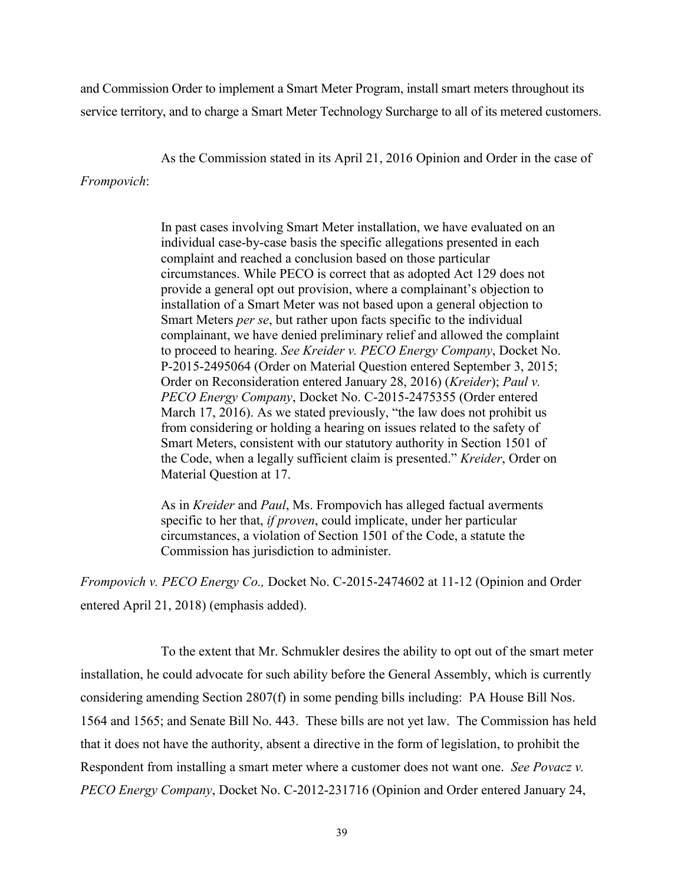and Commission Order to implement a Smart Meter Program, install smart meters throughout its service territory, and to charge a Smart Meter Technology Surcharge to all of its metered customers.

As the Commission stated in its April 21, 2016 Opinion and Order in the case of *Frompovich*:

> In past cases involving Smart Meter installation, we have evaluated on an individual case-by-case basis the specific allegations presented in each complaint and reached a conclusion based on those particular circumstances. While PECO is correct that as adopted Act 129 does not provide a general opt out provision, where a complainant's objection to installation of a Smart Meter was not based upon a general objection to Smart Meters *per se*, but rather upon facts specific to the individual complainant, we have denied preliminary relief and allowed the complaint to proceed to hearing. *See Kreider v. PECO Energy Company*, Docket No. P-2015-2495064 (Order on Material Question entered September 3, 2015; Order on Reconsideration entered January 28, 2016) (*Kreider*); *Paul v. PECO Energy Company*, Docket No. C-2015-2475355 (Order entered March 17, 2016). As we stated previously, "the law does not prohibit us from considering or holding a hearing on issues related to the safety of Smart Meters, consistent with our statutory authority in Section 1501 of the Code, when a legally sufficient claim is presented." *Kreider*, Order on Material Question at 17.
>
> As in *Kreider* and *Paul*, Ms. Frompovich has alleged factual averments specific to her that, *if proven*, could implicate, under her particular circumstances, a violation of Section 1501 of the Code, a statute the Commission has jurisdiction to administer.

*Frompovich v. PECO Energy Co.,* Docket No. C-2015-2474602 at 11-12 (Opinion and Order entered April 21, 2018) (emphasis added).

To the extent that Mr. Schmukler desires the ability to opt out of the smart meter installation, he could advocate for such ability before the General Assembly, which is currently considering amending Section 2807(f) in some pending bills including: PA House Bill Nos. 1564 and 1565; and Senate Bill No. 443. These bills are not yet law. The Commission has held that it does not have the authority, absent a directive in the form of legislation, to prohibit the Respondent from installing a smart meter where a customer does not want one. *See Povacz v. PECO Energy Company*, Docket No. C-2012-231716 (Opinion and Order entered January 24,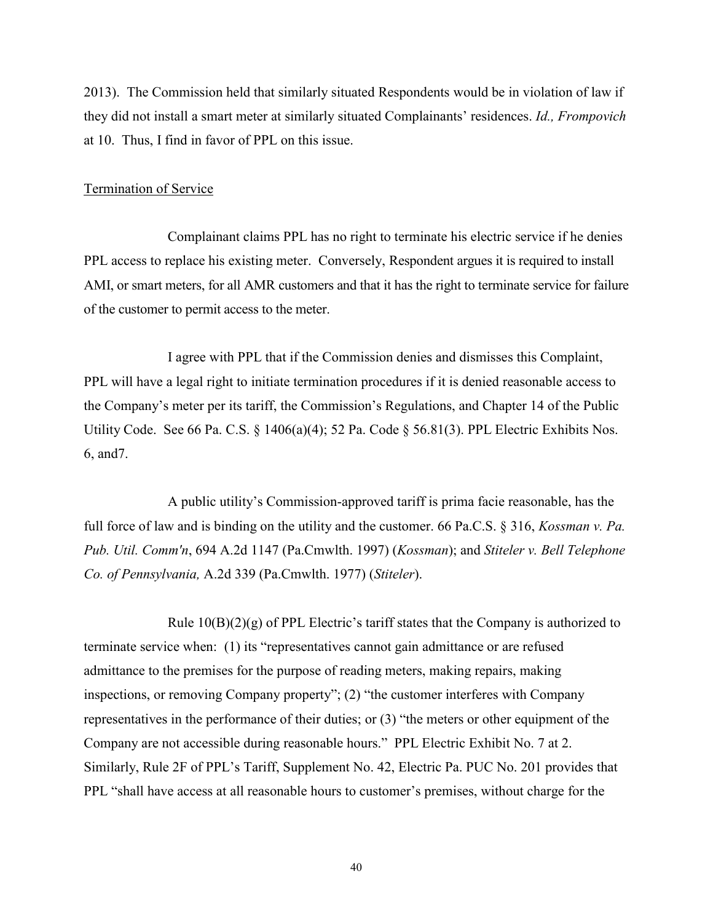2013). The Commission held that similarly situated Respondents would be in violation of law if they did not install a smart meter at similarly situated Complainants' residences. *Id., Frompovich* at 10. Thus, I find in favor of PPL on this issue.

Termination of Service

Complainant claims PPL has no right to terminate his electric service if he denies PPL access to replace his existing meter. Conversely, Respondent argues it is required to install AMI, or smart meters, for all AMR customers and that it has the right to terminate service for failure of the customer to permit access to the meter.

I agree with PPL that if the Commission denies and dismisses this Complaint, PPL will have a legal right to initiate termination procedures if it is denied reasonable access to the Company's meter per its tariff, the Commission's Regulations, and Chapter 14 of the Public Utility Code. See 66 Pa. C.S. § 1406(a)(4); 52 Pa. Code § 56.81(3). PPL Electric Exhibits Nos. 6, and7.

A public utility's Commission-approved tariff is prima facie reasonable, has the full force of law and is binding on the utility and the customer. 66 Pa.C.S. § 316, *Kossman v. Pa. Pub. Util. Comm'n*, 694 A.2d 1147 (Pa.Cmwlth. 1997) (*Kossman*); and *Stiteler v. Bell Telephone Co. of Pennsylvania,* A.2d 339 (Pa.Cmwlth. 1977) (*Stiteler*).

Rule 10(B)(2)(g) of PPL Electric's tariff states that the Company is authorized to terminate service when: (1) its "representatives cannot gain admittance or are refused admittance to the premises for the purpose of reading meters, making repairs, making inspections, or removing Company property"; (2) "the customer interferes with Company representatives in the performance of their duties; or (3) "the meters or other equipment of the Company are not accessible during reasonable hours." PPL Electric Exhibit No. 7 at 2. Similarly, Rule 2F of PPL's Tariff, Supplement No. 42, Electric Pa. PUC No. 201 provides that PPL "shall have access at all reasonable hours to customer's premises, without charge for the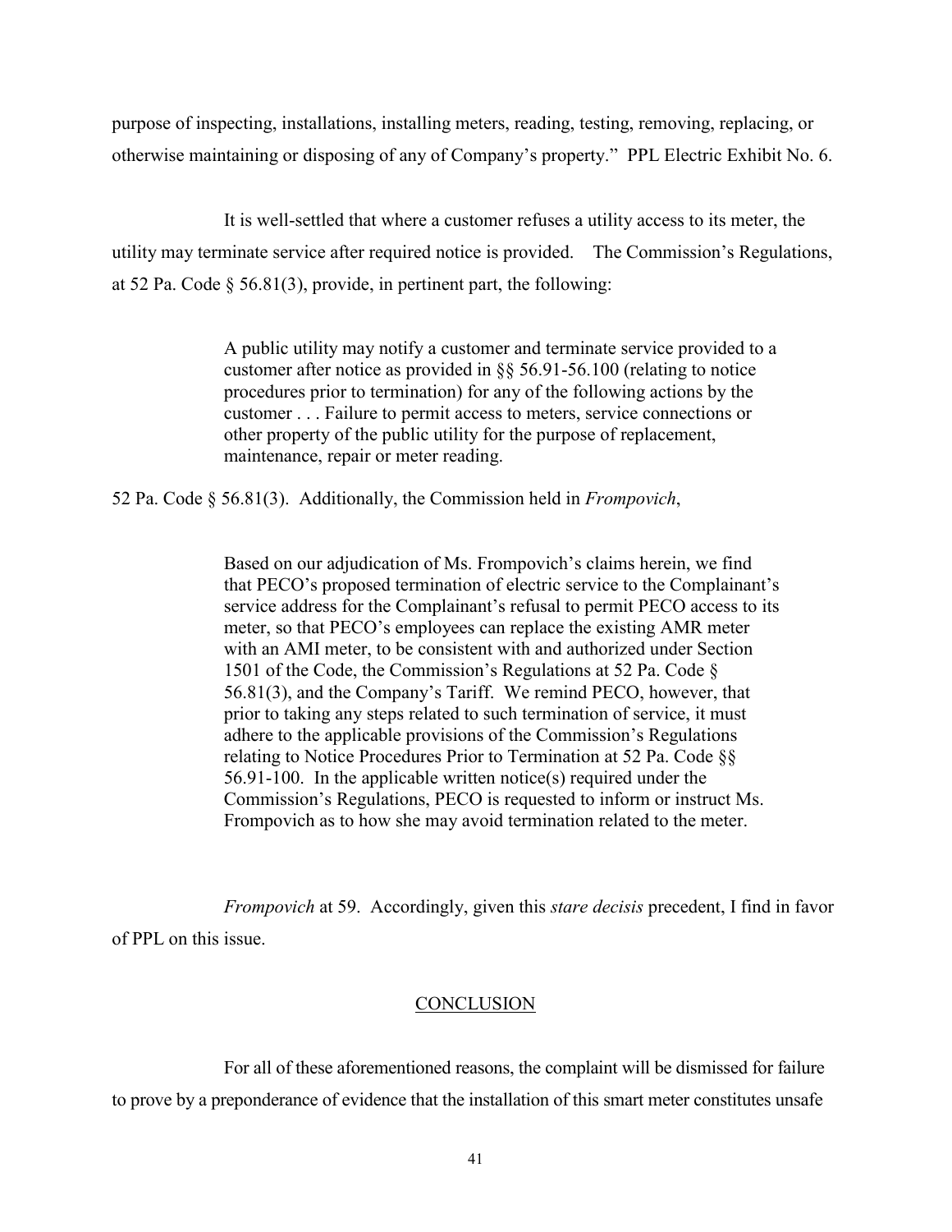purpose of inspecting, installations, installing meters, reading, testing, removing, replacing, or otherwise maintaining or disposing of any of Company's property." PPL Electric Exhibit No. 6.

It is well-settled that where a customer refuses a utility access to its meter, the utility may terminate service after required notice is provided. The Commission's Regulations, at 52 Pa. Code § 56.81(3), provide, in pertinent part, the following:

> A public utility may notify a customer and terminate service provided to a customer after notice as provided in §§ 56.91-56.100 (relating to notice procedures prior to termination) for any of the following actions by the customer . . . Failure to permit access to meters, service connections or other property of the public utility for the purpose of replacement, maintenance, repair or meter reading.

52 Pa. Code § 56.81(3). Additionally, the Commission held in *Frompovich*,

> Based on our adjudication of Ms. Frompovich's claims herein, we find that PECO's proposed termination of electric service to the Complainant's service address for the Complainant's refusal to permit PECO access to its meter, so that PECO's employees can replace the existing AMR meter with an AMI meter, to be consistent with and authorized under Section 1501 of the Code, the Commission's Regulations at 52 Pa. Code § 56.81(3), and the Company's Tariff. We remind PECO, however, that prior to taking any steps related to such termination of service, it must adhere to the applicable provisions of the Commission's Regulations relating to Notice Procedures Prior to Termination at 52 Pa. Code §§ 56.91-100. In the applicable written notice(s) required under the Commission's Regulations, PECO is requested to inform or instruct Ms. Frompovich as to how she may avoid termination related to the meter.

*Frompovich* at 59. Accordingly, given this *stare decisis* precedent, I find in favor of PPL on this issue.

## CONCLUSION

For all of these aforementioned reasons, the complaint will be dismissed for failure to prove by a preponderance of evidence that the installation of this smart meter constitutes unsafe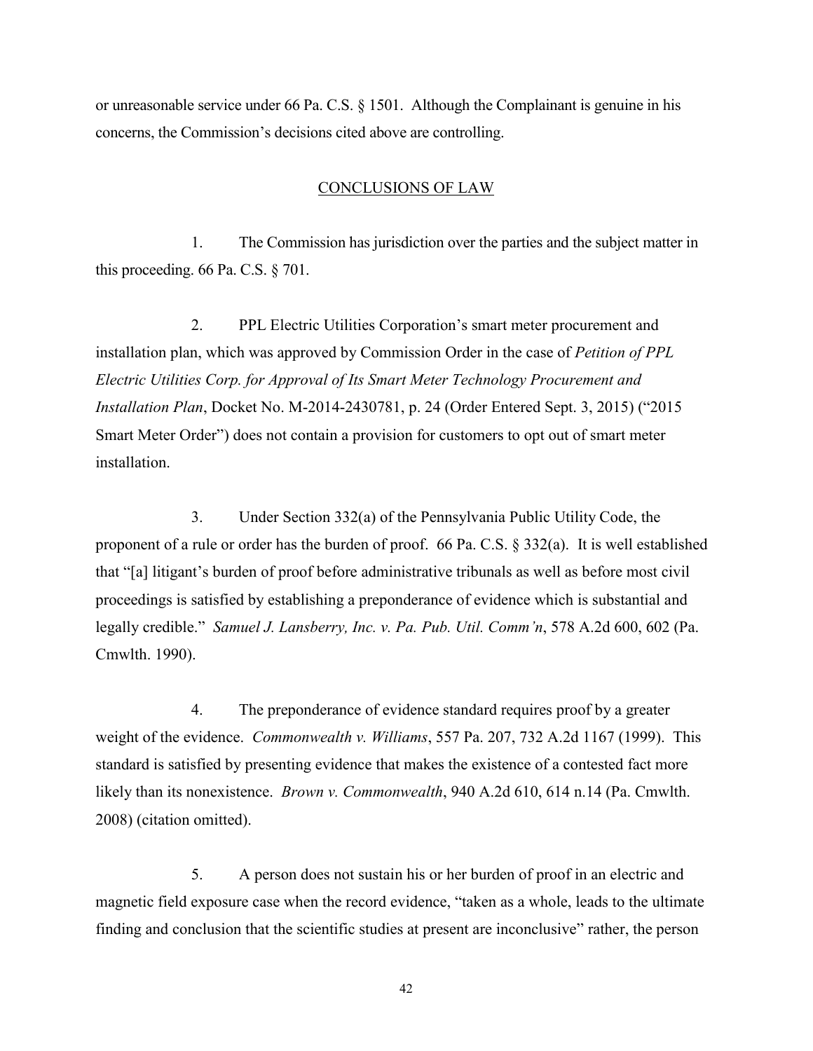or unreasonable service under 66 Pa. C.S. § 1501. Although the Complainant is genuine in his concerns, the Commission's decisions cited above are controlling.

## CONCLUSIONS OF LAW

1. The Commission has jurisdiction over the parties and the subject matter in this proceeding. 66 Pa. C.S. § 701.

2. PPL Electric Utilities Corporation's smart meter procurement and installation plan, which was approved by Commission Order in the case of *Petition of PPL Electric Utilities Corp. for Approval of Its Smart Meter Technology Procurement and Installation Plan*, Docket No. M-2014-2430781, p. 24 (Order Entered Sept. 3, 2015) ("2015 Smart Meter Order") does not contain a provision for customers to opt out of smart meter installation.

3. Under Section 332(a) of the Pennsylvania Public Utility Code, the proponent of a rule or order has the burden of proof. 66 Pa. C.S. § 332(a). It is well established that "[a] litigant's burden of proof before administrative tribunals as well as before most civil proceedings is satisfied by establishing a preponderance of evidence which is substantial and legally credible." *Samuel J. Lansberry, Inc. v. Pa. Pub. Util. Comm'n*, 578 A.2d 600, 602 (Pa. Cmwlth. 1990).

4. The preponderance of evidence standard requires proof by a greater weight of the evidence. *Commonwealth v. Williams*, 557 Pa. 207, 732 A.2d 1167 (1999). This standard is satisfied by presenting evidence that makes the existence of a contested fact more likely than its nonexistence. *Brown v. Commonwealth*, 940 A.2d 610, 614 n.14 (Pa. Cmwlth. 2008) (citation omitted).

5. A person does not sustain his or her burden of proof in an electric and magnetic field exposure case when the record evidence, "taken as a whole, leads to the ultimate finding and conclusion that the scientific studies at present are inconclusive" rather, the person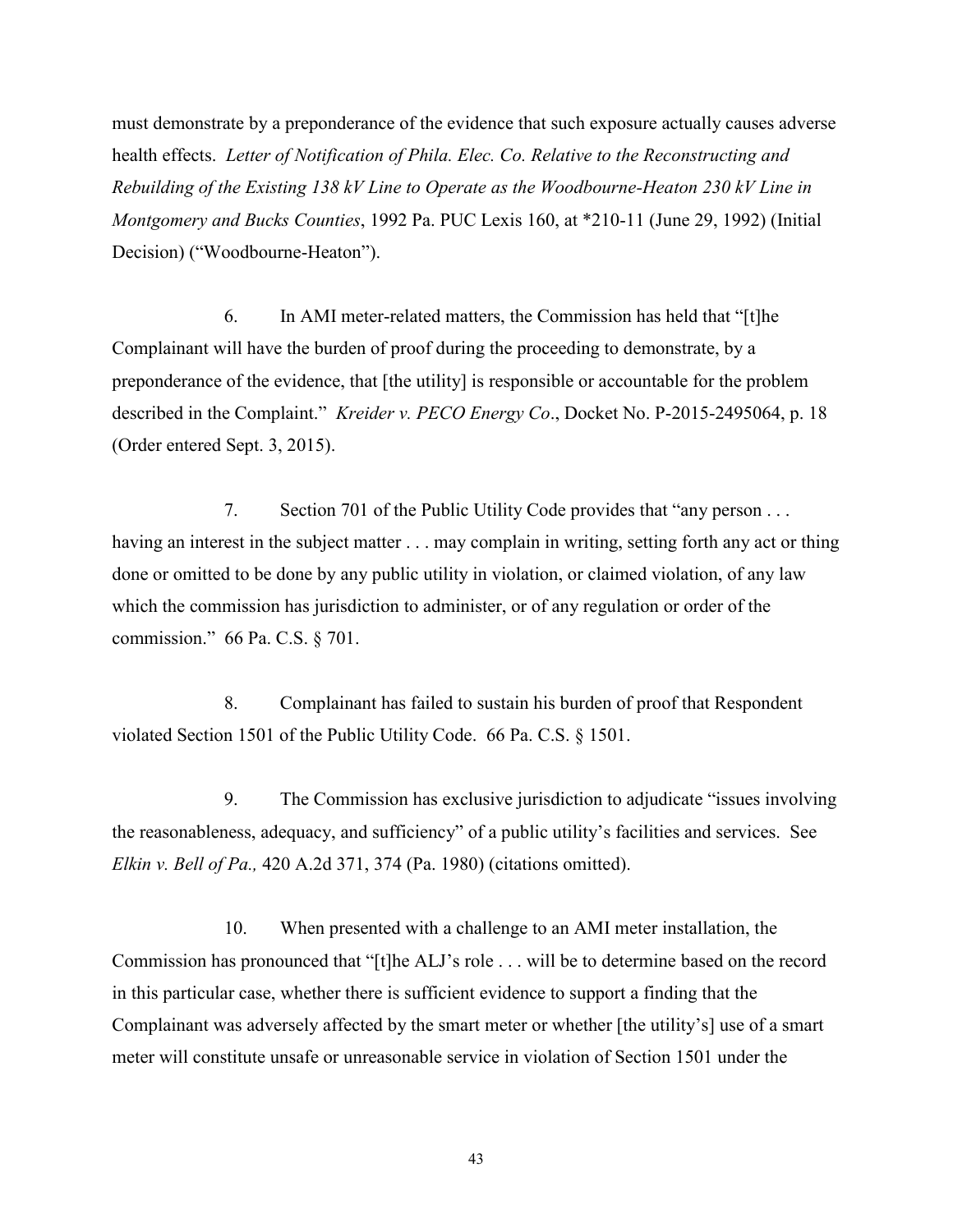must demonstrate by a preponderance of the evidence that such exposure actually causes adverse health effects. *Letter of Notification of Phila. Elec. Co. Relative to the Reconstructing and Rebuilding of the Existing 138 kV Line to Operate as the Woodbourne-Heaton 230 kV Line in Montgomery and Bucks Counties*, 1992 Pa. PUC Lexis 160, at *210-11 (June 29, 1992) (Initial Decision) ("Woodbourne-Heaton").

6. In AMI meter-related matters, the Commission has held that "[t]he Complainant will have the burden of proof during the proceeding to demonstrate, by a preponderance of the evidence, that [the utility] is responsible or accountable for the problem described in the Complaint." *Kreider v. PECO Energy Co*., Docket No. P-2015-2495064, p. 18 (Order entered Sept. 3, 2015).

7. Section 701 of the Public Utility Code provides that "any person . . . having an interest in the subject matter . . . may complain in writing, setting forth any act or thing done or omitted to be done by any public utility in violation, or claimed violation, of any law which the commission has jurisdiction to administer, or of any regulation or order of the commission." 66 Pa. C.S. § 701.

8. Complainant has failed to sustain his burden of proof that Respondent violated Section 1501 of the Public Utility Code. 66 Pa. C.S. § 1501.

9. The Commission has exclusive jurisdiction to adjudicate "issues involving the reasonableness, adequacy, and sufficiency" of a public utility's facilities and services. See *Elkin v. Bell of Pa.,* 420 A.2d 371, 374 (Pa. 1980) (citations omitted).

10. When presented with a challenge to an AMI meter installation, the Commission has pronounced that "[t]he ALJ's role . . . will be to determine based on the record in this particular case, whether there is sufficient evidence to support a finding that the Complainant was adversely affected by the smart meter or whether [the utility's] use of a smart meter will constitute unsafe or unreasonable service in violation of Section 1501 under the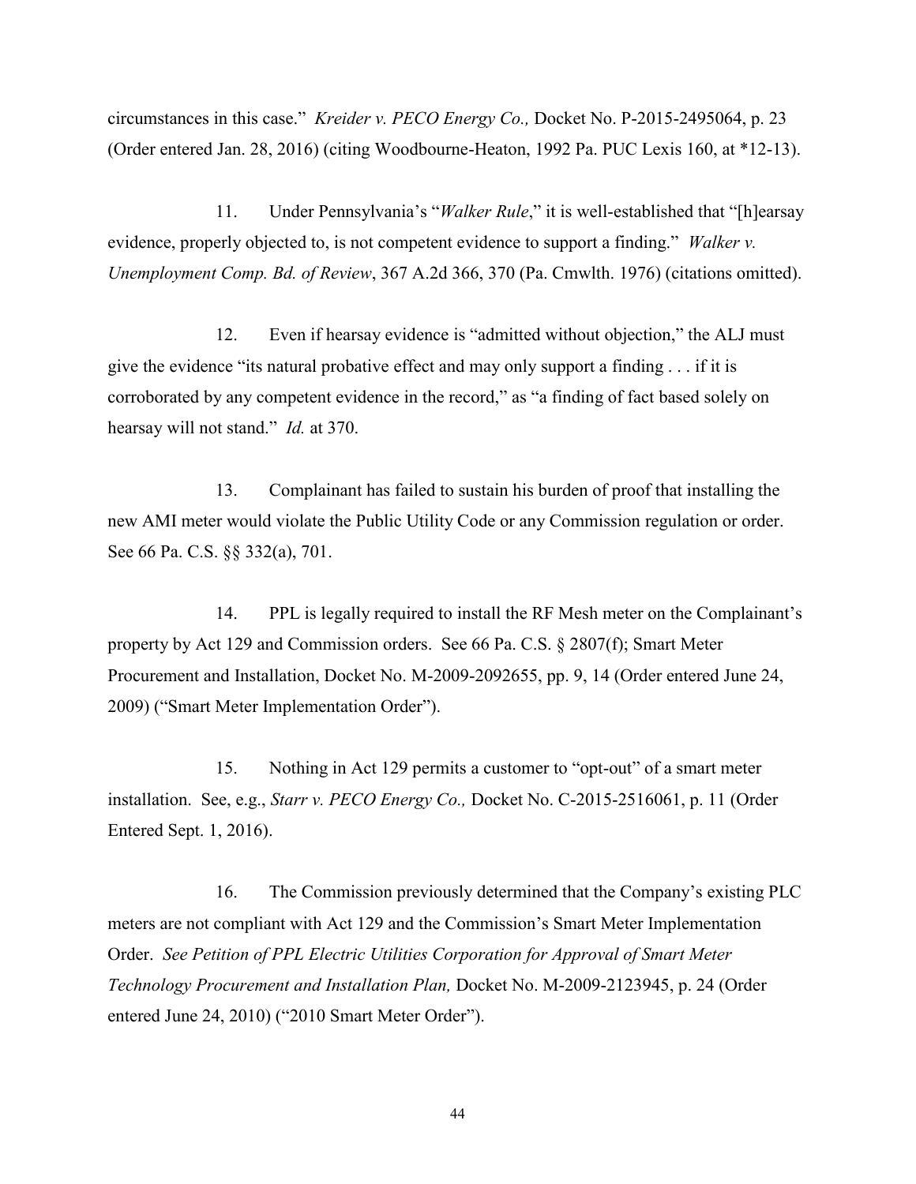circumstances in this case." *Kreider v. PECO Energy Co.,* Docket No. P-2015-2495064, p. 23 (Order entered Jan. 28, 2016) (citing Woodbourne-Heaton, 1992 Pa. PUC Lexis 160, at *12-13).

11. Under Pennsylvania's "*Walker Rule*," it is well-established that "[h]earsay evidence, properly objected to, is not competent evidence to support a finding." *Walker v. Unemployment Comp. Bd. of Review*, 367 A.2d 366, 370 (Pa. Cmwlth. 1976) (citations omitted).

12. Even if hearsay evidence is "admitted without objection," the ALJ must give the evidence "its natural probative effect and may only support a finding . . . if it is corroborated by any competent evidence in the record," as "a finding of fact based solely on hearsay will not stand." *Id.* at 370.

13. Complainant has failed to sustain his burden of proof that installing the new AMI meter would violate the Public Utility Code or any Commission regulation or order. See 66 Pa. C.S. §§ 332(a), 701.

14. PPL is legally required to install the RF Mesh meter on the Complainant's property by Act 129 and Commission orders. See 66 Pa. C.S. § 2807(f); Smart Meter Procurement and Installation, Docket No. M-2009-2092655, pp. 9, 14 (Order entered June 24, 2009) ("Smart Meter Implementation Order").

15. Nothing in Act 129 permits a customer to "opt-out" of a smart meter installation. See, e.g., *Starr v. PECO Energy Co.,* Docket No. C-2015-2516061, p. 11 (Order Entered Sept. 1, 2016).

16. The Commission previously determined that the Company's existing PLC meters are not compliant with Act 129 and the Commission's Smart Meter Implementation Order. *See Petition of PPL Electric Utilities Corporation for Approval of Smart Meter Technology Procurement and Installation Plan,* Docket No. M-2009-2123945, p. 24 (Order entered June 24, 2010) ("2010 Smart Meter Order").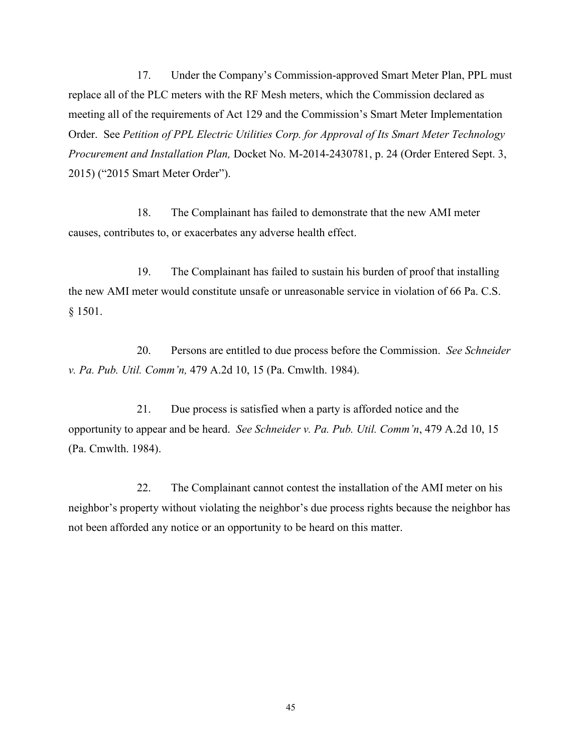17. Under the Company's Commission-approved Smart Meter Plan, PPL must replace all of the PLC meters with the RF Mesh meters, which the Commission declared as meeting all of the requirements of Act 129 and the Commission's Smart Meter Implementation Order. See *Petition of PPL Electric Utilities Corp. for Approval of Its Smart Meter Technology Procurement and Installation Plan,* Docket No. M-2014-2430781, p. 24 (Order Entered Sept. 3, 2015) ("2015 Smart Meter Order").

18. The Complainant has failed to demonstrate that the new AMI meter causes, contributes to, or exacerbates any adverse health effect.

19. The Complainant has failed to sustain his burden of proof that installing the new AMI meter would constitute unsafe or unreasonable service in violation of 66 Pa. C.S. § 1501.

20. Persons are entitled to due process before the Commission. *See Schneider v. Pa. Pub. Util. Comm'n,* 479 A.2d 10, 15 (Pa. Cmwlth. 1984).

21. Due process is satisfied when a party is afforded notice and the opportunity to appear and be heard. *See Schneider v. Pa. Pub. Util. Comm'n*, 479 A.2d 10, 15 (Pa. Cmwlth. 1984).

22. The Complainant cannot contest the installation of the AMI meter on his neighbor's property without violating the neighbor's due process rights because the neighbor has not been afforded any notice or an opportunity to be heard on this matter.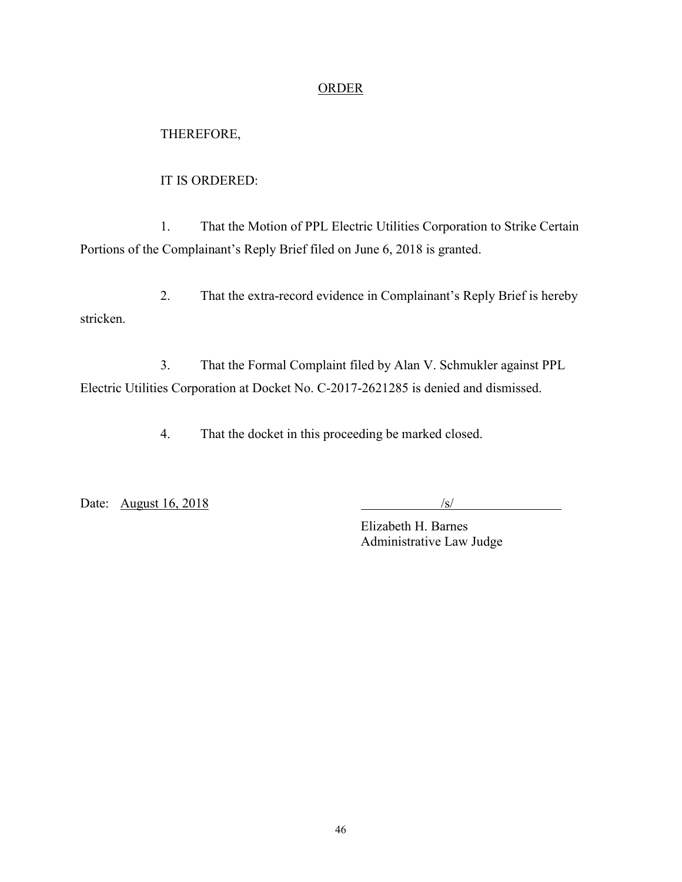## ORDER

THEREFORE,

IT IS ORDERED:

1. That the Motion of PPL Electric Utilities Corporation to Strike Certain Portions of the Complainant's Reply Brief filed on June 6, 2018 is granted.

2. That the extra-record evidence in Complainant's Reply Brief is hereby stricken.

3. That the Formal Complaint filed by Alan V. Schmukler against PPL Electric Utilities Corporation at Docket No. C-2017-2621285 is denied and dismissed.

4. That the docket in this proceeding be marked closed.

Date: August 16, 2018

/s/

Elizabeth H. Barnes
Administrative Law Judge